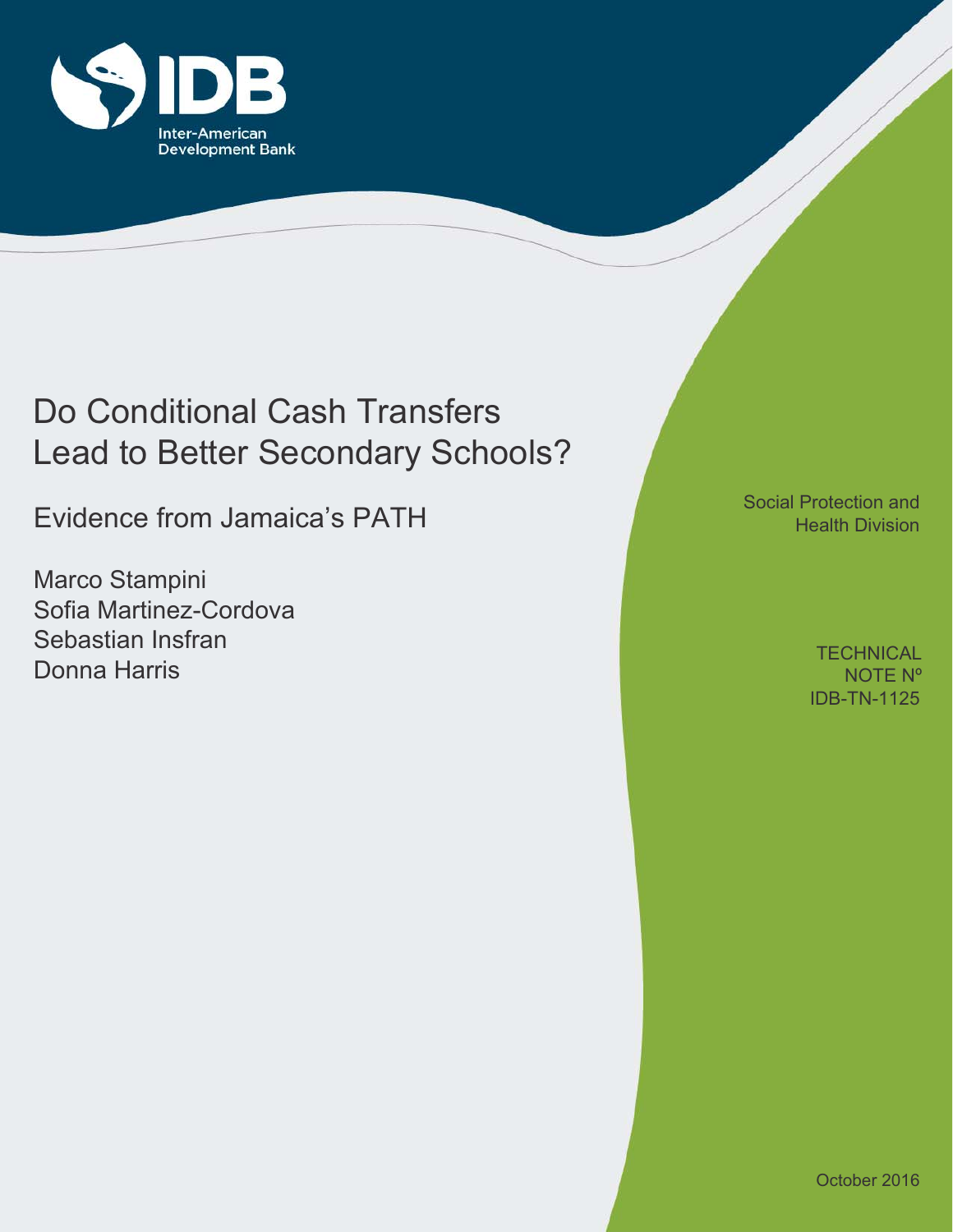IDB

Inter-American Development Bank

# Do Conditional Cash Transfers Lead to Better Secondary Schools?

## Evidence from Jamaica's PATH

Marco Stampini
Sofia Martinez-Cordova
Sebastian Insfran
Donna Harris

Social Protection and Health Division

TECHNICAL NOTE Nº IDB-TN-1125

October 2016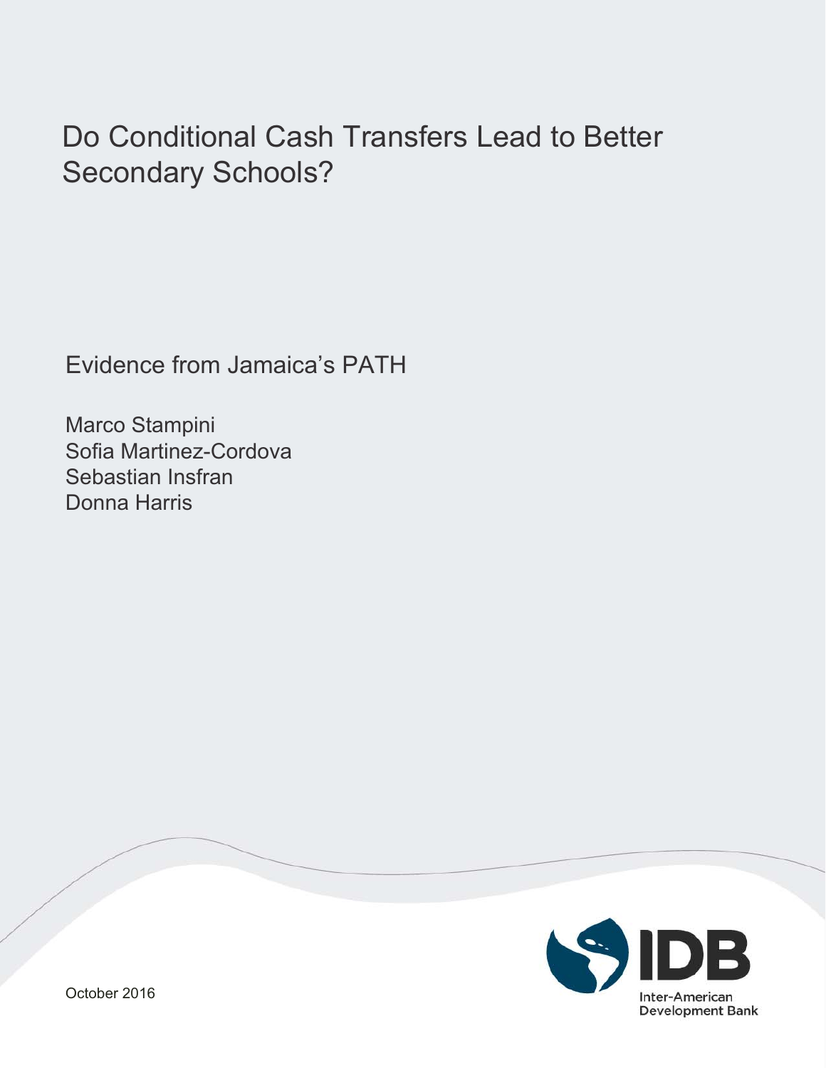# Do Conditional Cash Transfers Lead to Better Secondary Schools?

Evidence from Jamaica's PATH

Marco Stampini
Sofia Martinez-Cordova
Sebastian Insfran
Donna Harris

October 2016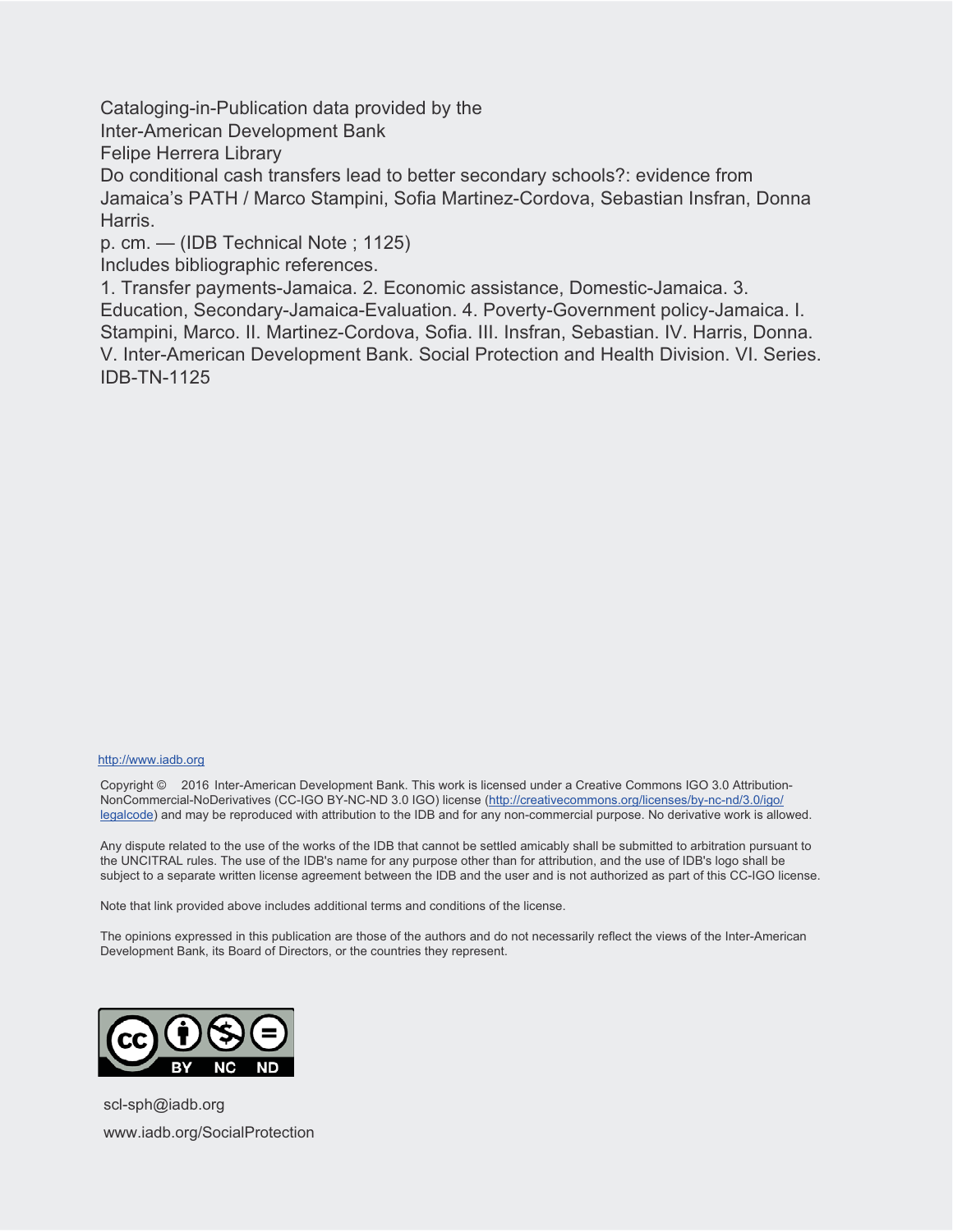Cataloging-in-Publication data provided by the
Inter-American Development Bank
Felipe Herrera Library
Do conditional cash transfers lead to better secondary schools?: evidence from Jamaica's PATH / Marco Stampini, Sofia Martinez-Cordova, Sebastian Insfran, Donna Harris.
p. cm. — (IDB Technical Note ; 1125)
Includes bibliographic references.
1. Transfer payments-Jamaica. 2. Economic assistance, Domestic-Jamaica. 3. Education, Secondary-Jamaica-Evaluation. 4. Poverty-Government policy-Jamaica. I. Stampini, Marco. II. Martinez-Cordova, Sofia. III. Insfran, Sebastian. IV. Harris, Donna. V. Inter-American Development Bank. Social Protection and Health Division. VI. Series.
IDB-TN-1125

http://www.iadb.org

Copyright © 2016 Inter-American Development Bank. This work is licensed under a Creative Commons IGO 3.0 Attribution-NonCommercial-NoDerivatives (CC-IGO BY-NC-ND 3.0 IGO) license (http://creativecommons.org/licenses/by-nc-nd/3.0/igo/legalcode) and may be reproduced with attribution to the IDB and for any non-commercial purpose. No derivative work is allowed.

Any dispute related to the use of the works of the IDB that cannot be settled amicably shall be submitted to arbitration pursuant to the UNCITRAL rules. The use of the IDB's name for any purpose other than for attribution, and the use of IDB's logo shall be subject to a separate written license agreement between the IDB and the user and is not authorized as part of this CC-IGO license.

Note that link provided above includes additional terms and conditions of the license.

The opinions expressed in this publication are those of the authors and do not necessarily reflect the views of the Inter-American Development Bank, its Board of Directors, or the countries they represent.

scl-sph@iadb.org
www.iadb.org/SocialProtection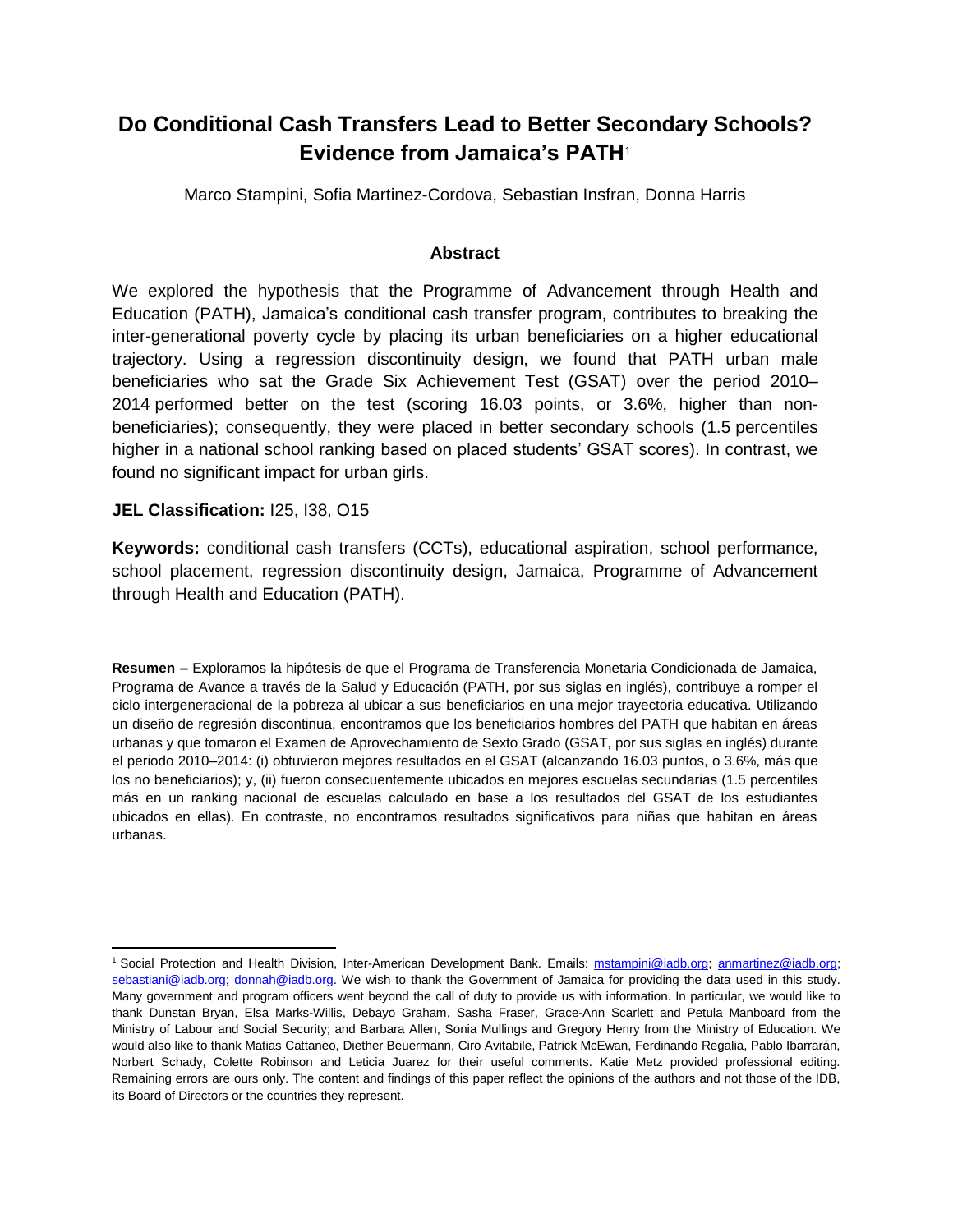# Do Conditional Cash Transfers Lead to Better Secondary Schools? Evidence from Jamaica's PATH[1]

Marco Stampini, Sofia Martinez-Cordova, Sebastian Insfran, Donna Harris

## Abstract

We explored the hypothesis that the Programme of Advancement through Health and Education (PATH), Jamaica's conditional cash transfer program, contributes to breaking the inter-generational poverty cycle by placing its urban beneficiaries on a higher educational trajectory. Using a regression discontinuity design, we found that PATH urban male beneficiaries who sat the Grade Six Achievement Test (GSAT) over the period 2010–2014 performed better on the test (scoring 16.03 points, or 3.6%, higher than non-beneficiaries); consequently, they were placed in better secondary schools (1.5 percentiles higher in a national school ranking based on placed students' GSAT scores). In contrast, we found no significant impact for urban girls.

**JEL Classification:** I25, I38, O15

**Keywords:** conditional cash transfers (CCTs), educational aspiration, school performance, school placement, regression discontinuity design, Jamaica, Programme of Advancement through Health and Education (PATH).

**Resumen –** Exploramos la hipótesis de que el Programa de Transferencia Monetaria Condicionada de Jamaica, Programa de Avance a través de la Salud y Educación (PATH, por sus siglas en inglés), contribuye a romper el ciclo intergeneracional de la pobreza al ubicar a sus beneficiarios en una mejor trayectoria educativa. Utilizando un diseño de regresión discontinua, encontramos que los beneficiarios hombres del PATH que habitan en áreas urbanas y que tomaron el Examen de Aprovechamiento de Sexto Grado (GSAT, por sus siglas en inglés) durante el periodo 2010–2014: (i) obtuvieron mejores resultados en el GSAT (alcanzando 16.03 puntos, o 3.6%, más que los no beneficiarios); y, (ii) fueron consecuentemente ubicados en mejores escuelas secundarias (1.5 percentiles más en un ranking nacional de escuelas calculado en base a los resultados del GSAT de los estudiantes ubicados en ellas). En contraste, no encontramos resultados significativos para niñas que habitan en áreas urbanas.

[1] Social Protection and Health Division, Inter-American Development Bank. Emails: mstampini@iadb.org; anmartinez@iadb.org; sebastiani@iadb.org; donnah@iadb.org. We wish to thank the Government of Jamaica for providing the data used in this study. Many government and program officers went beyond the call of duty to provide us with information. In particular, we would like to thank Dunstan Bryan, Elsa Marks-Willis, Debayo Graham, Sasha Fraser, Grace-Ann Scarlett and Petula Manboard from the Ministry of Labour and Social Security; and Barbara Allen, Sonia Mullings and Gregory Henry from the Ministry of Education. We would also like to thank Matias Cattaneo, Diether Beuermann, Ciro Avitabile, Patrick McEwan, Ferdinando Regalia, Pablo Ibarrarán, Norbert Schady, Colette Robinson and Leticia Juarez for their useful comments. Katie Metz provided professional editing. Remaining errors are ours only. The content and findings of this paper reflect the opinions of the authors and not those of the IDB, its Board of Directors or the countries they represent.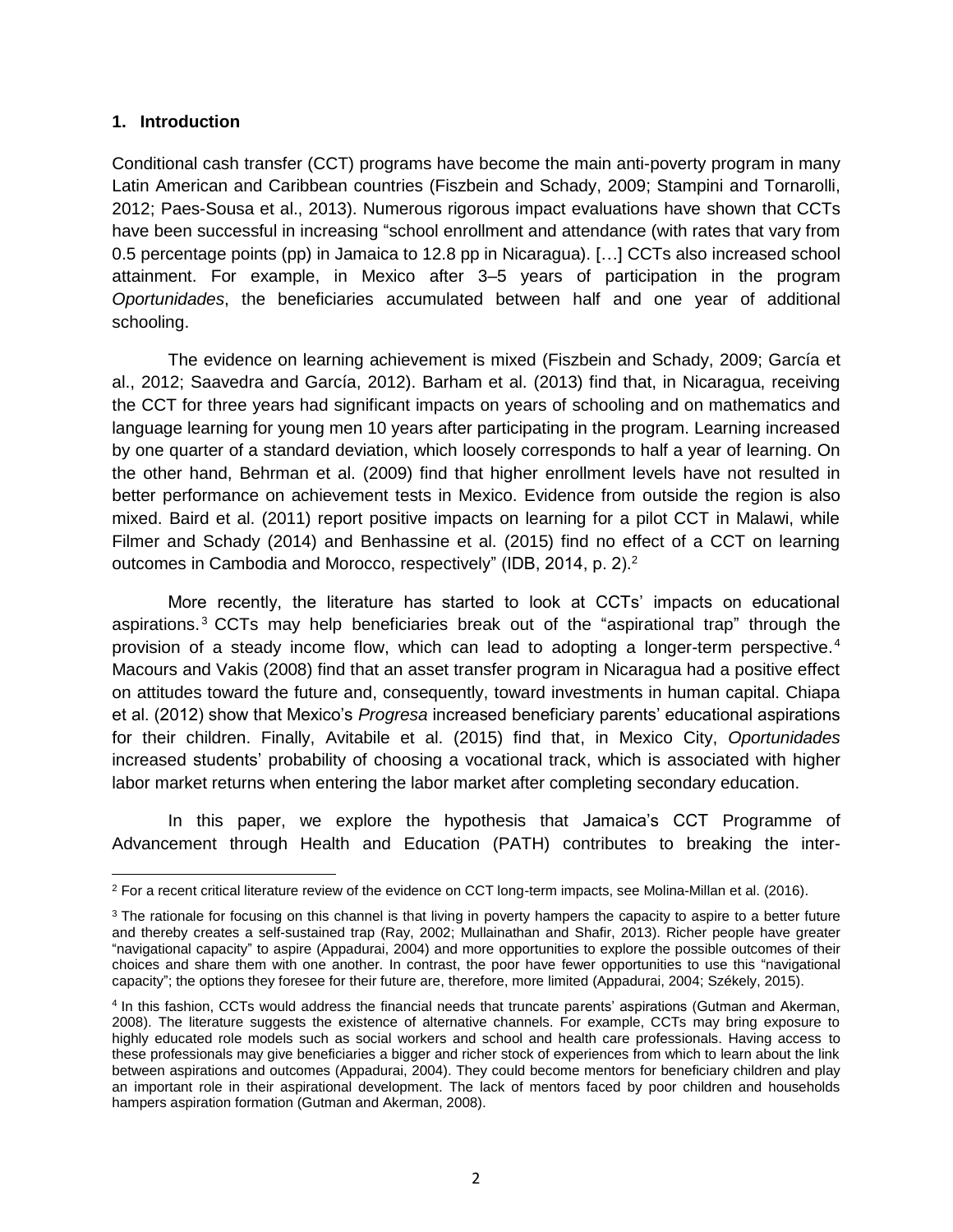## 1. Introduction

Conditional cash transfer (CCT) programs have become the main anti-poverty program in many Latin American and Caribbean countries (Fiszbein and Schady, 2009; Stampini and Tornarolli, 2012; Paes-Sousa et al., 2013). Numerous rigorous impact evaluations have shown that CCTs have been successful in increasing "school enrollment and attendance (with rates that vary from 0.5 percentage points (pp) in Jamaica to 12.8 pp in Nicaragua). […] CCTs also increased school attainment. For example, in Mexico after 3–5 years of participation in the program *Oportunidades*, the beneficiaries accumulated between half and one year of additional schooling.

The evidence on learning achievement is mixed (Fiszbein and Schady, 2009; García et al., 2012; Saavedra and García, 2012). Barham et al. (2013) find that, in Nicaragua, receiving the CCT for three years had significant impacts on years of schooling and on mathematics and language learning for young men 10 years after participating in the program. Learning increased by one quarter of a standard deviation, which loosely corresponds to half a year of learning. On the other hand, Behrman et al. (2009) find that higher enrollment levels have not resulted in better performance on achievement tests in Mexico. Evidence from outside the region is also mixed. Baird et al. (2011) report positive impacts on learning for a pilot CCT in Malawi, while Filmer and Schady (2014) and Benhassine et al. (2015) find no effect of a CCT on learning outcomes in Cambodia and Morocco, respectively" (IDB, 2014, p. 2).[2]

More recently, the literature has started to look at CCTs' impacts on educational aspirations.[3] CCTs may help beneficiaries break out of the "aspirational trap" through the provision of a steady income flow, which can lead to adopting a longer-term perspective.[4] Macours and Vakis (2008) find that an asset transfer program in Nicaragua had a positive effect on attitudes toward the future and, consequently, toward investments in human capital. Chiapa et al. (2012) show that Mexico's *Progresa* increased beneficiary parents' educational aspirations for their children. Finally, Avitabile et al. (2015) find that, in Mexico City, *Oportunidades* increased students' probability of choosing a vocational track, which is associated with higher labor market returns when entering the labor market after completing secondary education.

In this paper, we explore the hypothesis that Jamaica's CCT Programme of Advancement through Health and Education (PATH) contributes to breaking the inter-

[2] For a recent critical literature review of the evidence on CCT long-term impacts, see Molina-Millan et al. (2016).

[3] The rationale for focusing on this channel is that living in poverty hampers the capacity to aspire to a better future and thereby creates a self-sustained trap (Ray, 2002; Mullainathan and Shafir, 2013). Richer people have greater "navigational capacity" to aspire (Appadurai, 2004) and more opportunities to explore the possible outcomes of their choices and share them with one another. In contrast, the poor have fewer opportunities to use this "navigational capacity"; the options they foresee for their future are, therefore, more limited (Appadurai, 2004; Székely, 2015).

[4] In this fashion, CCTs would address the financial needs that truncate parents' aspirations (Gutman and Akerman, 2008). The literature suggests the existence of alternative channels. For example, CCTs may bring exposure to highly educated role models such as social workers and school and health care professionals. Having access to these professionals may give beneficiaries a bigger and richer stock of experiences from which to learn about the link between aspirations and outcomes (Appadurai, 2004). They could become mentors for beneficiary children and play an important role in their aspirational development. The lack of mentors faced by poor children and households hampers aspiration formation (Gutman and Akerman, 2008).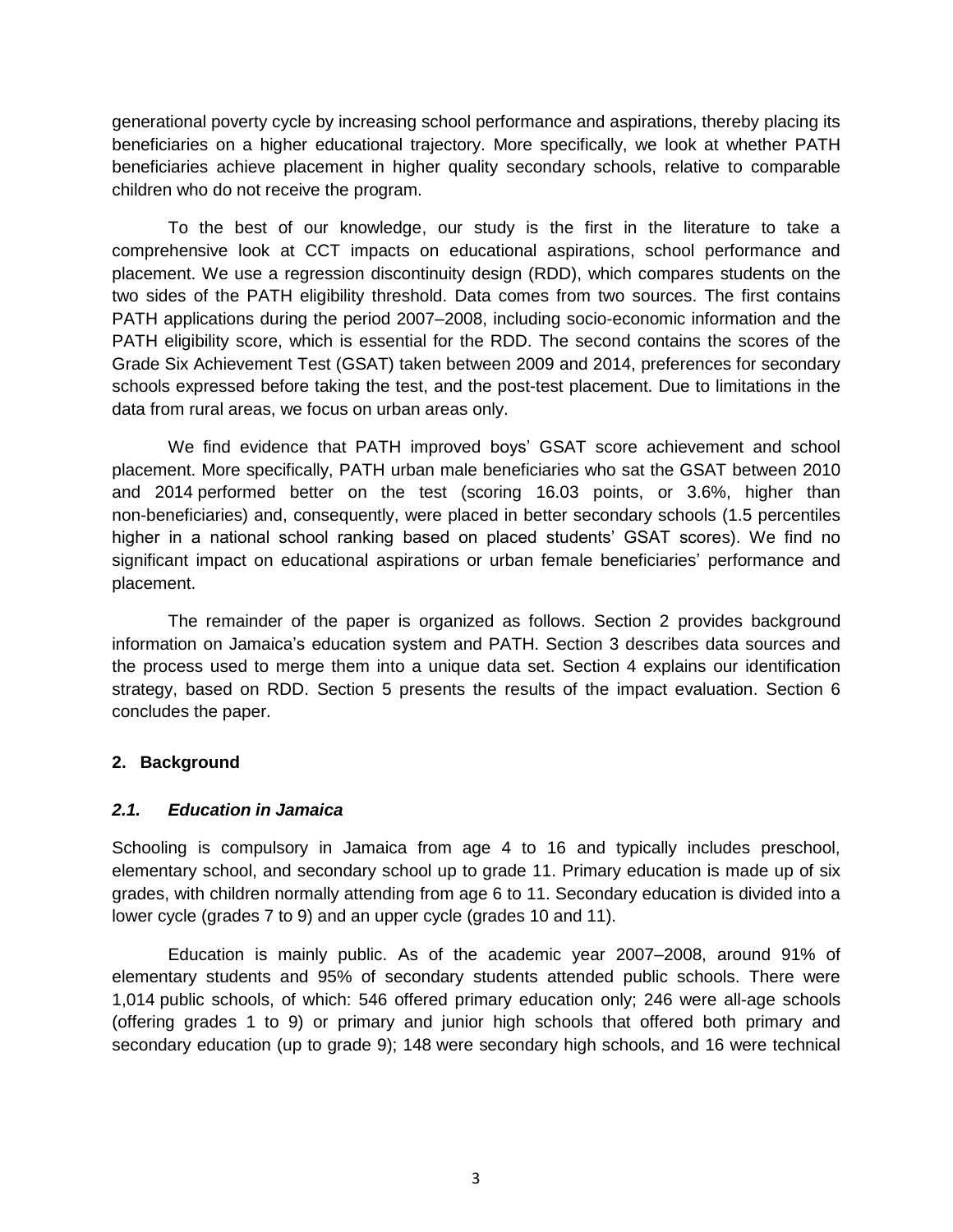generational poverty cycle by increasing school performance and aspirations, thereby placing its beneficiaries on a higher educational trajectory. More specifically, we look at whether PATH beneficiaries achieve placement in higher quality secondary schools, relative to comparable children who do not receive the program.

To the best of our knowledge, our study is the first in the literature to take a comprehensive look at CCT impacts on educational aspirations, school performance and placement. We use a regression discontinuity design (RDD), which compares students on the two sides of the PATH eligibility threshold. Data comes from two sources. The first contains PATH applications during the period 2007–2008, including socio-economic information and the PATH eligibility score, which is essential for the RDD. The second contains the scores of the Grade Six Achievement Test (GSAT) taken between 2009 and 2014, preferences for secondary schools expressed before taking the test, and the post-test placement. Due to limitations in the data from rural areas, we focus on urban areas only.

We find evidence that PATH improved boys' GSAT score achievement and school placement. More specifically, PATH urban male beneficiaries who sat the GSAT between 2010 and 2014 performed better on the test (scoring 16.03 points, or 3.6%, higher than non-beneficiaries) and, consequently, were placed in better secondary schools (1.5 percentiles higher in a national school ranking based on placed students' GSAT scores). We find no significant impact on educational aspirations or urban female beneficiaries' performance and placement.

The remainder of the paper is organized as follows. Section 2 provides background information on Jamaica's education system and PATH. Section 3 describes data sources and the process used to merge them into a unique data set. Section 4 explains our identification strategy, based on RDD. Section 5 presents the results of the impact evaluation. Section 6 concludes the paper.

## 2. Background

### *2.1. Education in Jamaica*

Schooling is compulsory in Jamaica from age 4 to 16 and typically includes preschool, elementary school, and secondary school up to grade 11. Primary education is made up of six grades, with children normally attending from age 6 to 11. Secondary education is divided into a lower cycle (grades 7 to 9) and an upper cycle (grades 10 and 11).

Education is mainly public. As of the academic year 2007–2008, around 91% of elementary students and 95% of secondary students attended public schools. There were 1,014 public schools, of which: 546 offered primary education only; 246 were all-age schools (offering grades 1 to 9) or primary and junior high schools that offered both primary and secondary education (up to grade 9); 148 were secondary high schools, and 16 were technical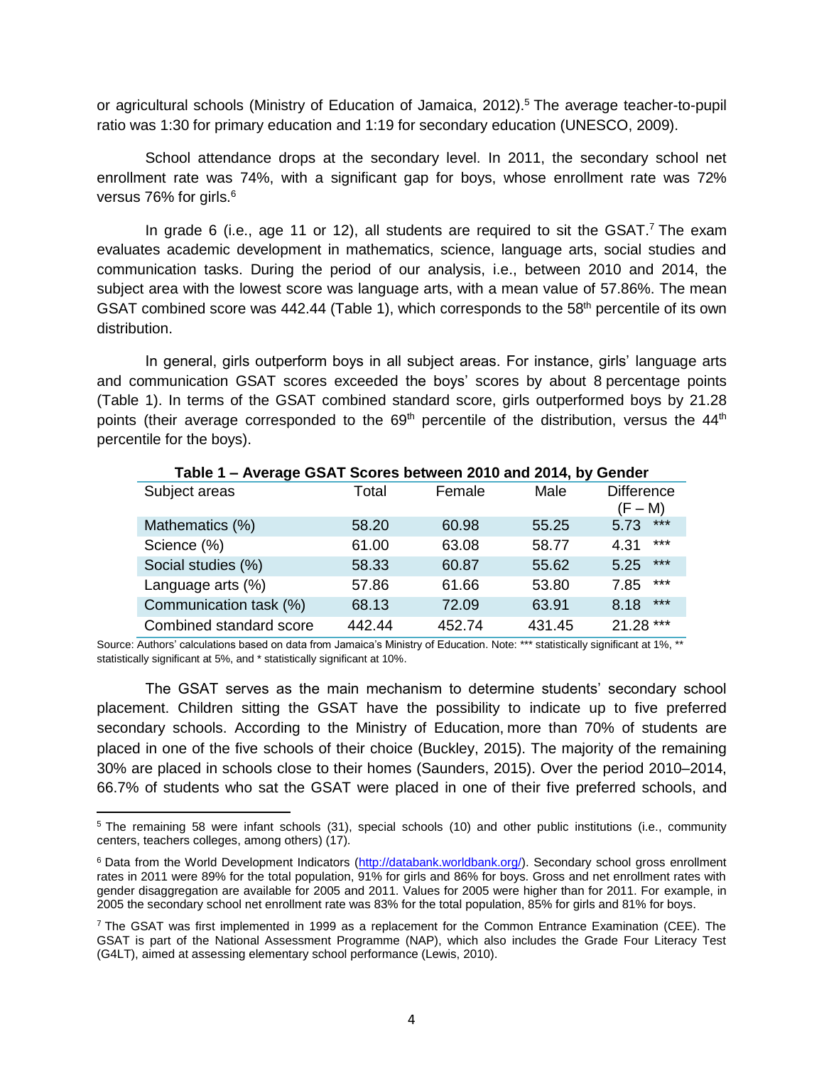or agricultural schools (Ministry of Education of Jamaica, 2012).[5] The average teacher-to-pupil ratio was 1:30 for primary education and 1:19 for secondary education (UNESCO, 2009).

School attendance drops at the secondary level. In 2011, the secondary school net enrollment rate was 74%, with a significant gap for boys, whose enrollment rate was 72% versus 76% for girls.[6]

In grade 6 (i.e., age 11 or 12), all students are required to sit the GSAT.[7] The exam evaluates academic development in mathematics, science, language arts, social studies and communication tasks. During the period of our analysis, i.e., between 2010 and 2014, the subject area with the lowest score was language arts, with a mean value of 57.86%. The mean GSAT combined score was 442.44 (Table 1), which corresponds to the 58th percentile of its own distribution.

In general, girls outperform boys in all subject areas. For instance, girls' language arts and communication GSAT scores exceeded the boys' scores by about 8 percentage points (Table 1). In terms of the GSAT combined standard score, girls outperformed boys by 21.28 points (their average corresponded to the 69th percentile of the distribution, versus the 44th percentile for the boys).

**Table 1 – Average GSAT Scores between 2010 and 2014, by Gender**

| Subject areas | Total | Female | Male | Difference (F – M) |
|---|---|---|---|---|
| Mathematics (%) | 58.20 | 60.98 | 55.25 | 5.73 *** |
| Science (%) | 61.00 | 63.08 | 58.77 | 4.31 *** |
| Social studies (%) | 58.33 | 60.87 | 55.62 | 5.25 *** |
| Language arts (%) | 57.86 | 61.66 | 53.80 | 7.85 *** |
| Communication task (%) | 68.13 | 72.09 | 63.91 | 8.18 *** |
| Combined standard score | 442.44 | 452.74 | 431.45 | 21.28 *** |

Source: Authors' calculations based on data from Jamaica's Ministry of Education. Note: *** statistically significant at 1%, ** statistically significant at 5%, and * statistically significant at 10%.

The GSAT serves as the main mechanism to determine students' secondary school placement. Children sitting the GSAT have the possibility to indicate up to five preferred secondary schools. According to the Ministry of Education, more than 70% of students are placed in one of the five schools of their choice (Buckley, 2015). The majority of the remaining 30% are placed in schools close to their homes (Saunders, 2015). Over the period 2010–2014, 66.7% of students who sat the GSAT were placed in one of their five preferred schools, and

---

[5] The remaining 58 were infant schools (31), special schools (10) and other public institutions (i.e., community centers, teachers colleges, among others) (17).

[6] Data from the World Development Indicators (http://databank.worldbank.org/). Secondary school gross enrollment rates in 2011 were 89% for the total population, 91% for girls and 86% for boys. Gross and net enrollment rates with gender disaggregation are available for 2005 and 2011. Values for 2005 were higher than for 2011. For example, in 2005 the secondary school net enrollment rate was 83% for the total population, 85% for girls and 81% for boys.

[7] The GSAT was first implemented in 1999 as a replacement for the Common Entrance Examination (CEE). The GSAT is part of the National Assessment Programme (NAP), which also includes the Grade Four Literacy Test (G4LT), aimed at assessing elementary school performance (Lewis, 2010).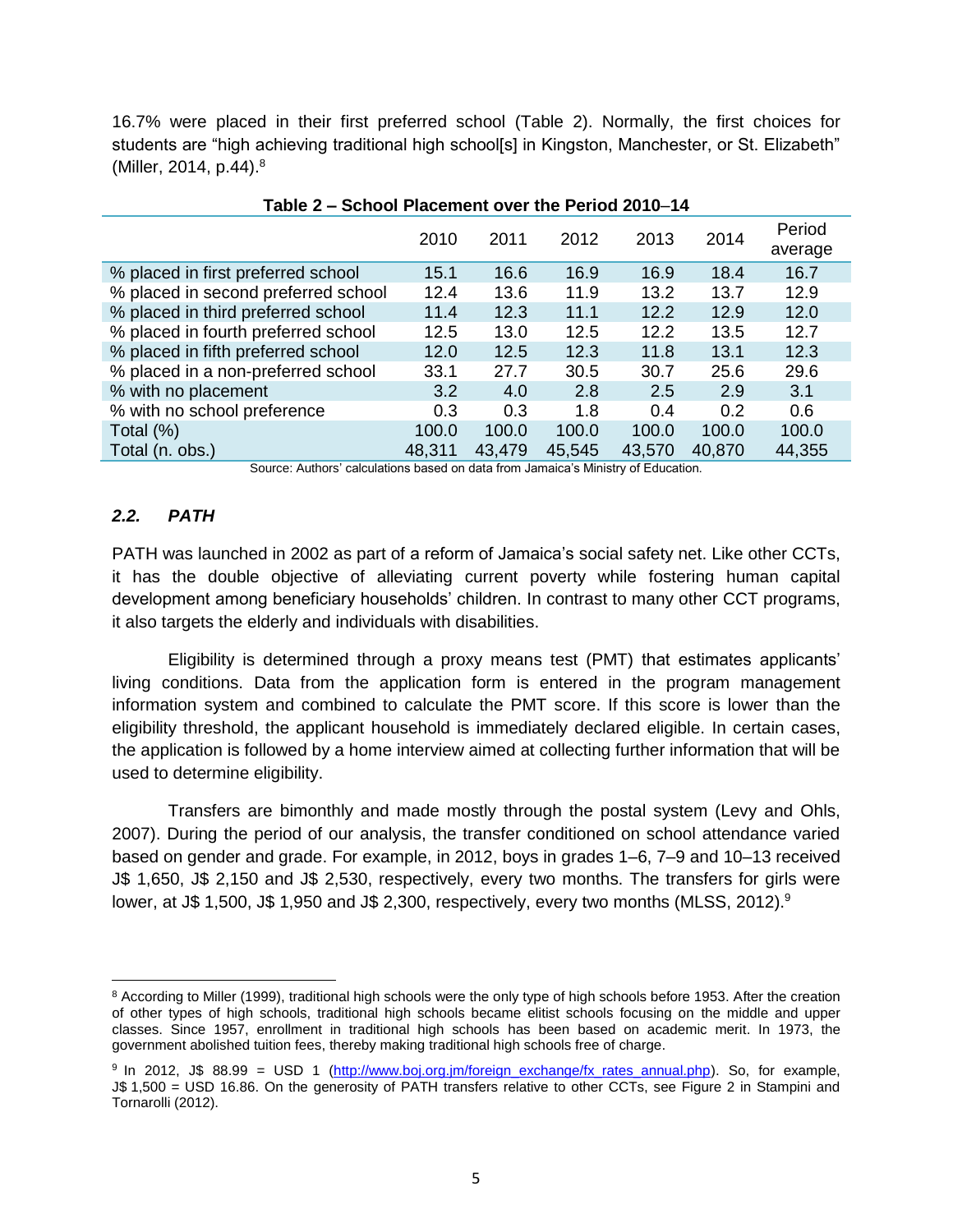16.7% were placed in their first preferred school (Table 2). Normally, the first choices for students are "high achieving traditional high school[s] in Kingston, Manchester, or St. Elizabeth" (Miller, 2014, p.44).[8]

**Table 2 – School Placement over the Period 2010–14**

| | 2010 | 2011 | 2012 | 2013 | 2014 | Period average |
|---|---|---|---|---|---|---|
| % placed in first preferred school | 15.1 | 16.6 | 16.9 | 16.9 | 18.4 | 16.7 |
| % placed in second preferred school | 12.4 | 13.6 | 11.9 | 13.2 | 13.7 | 12.9 |
| % placed in third preferred school | 11.4 | 12.3 | 11.1 | 12.2 | 12.9 | 12.0 |
| % placed in fourth preferred school | 12.5 | 13.0 | 12.5 | 12.2 | 13.5 | 12.7 |
| % placed in fifth preferred school | 12.0 | 12.5 | 12.3 | 11.8 | 13.1 | 12.3 |
| % placed in a non-preferred school | 33.1 | 27.7 | 30.5 | 30.7 | 25.6 | 29.6 |
| % with no placement | 3.2 | 4.0 | 2.8 | 2.5 | 2.9 | 3.1 |
| % with no school preference | 0.3 | 0.3 | 1.8 | 0.4 | 0.2 | 0.6 |
| Total (%) | 100.0 | 100.0 | 100.0 | 100.0 | 100.0 | 100.0 |
| Total (n. obs.) | 48,311 | 43,479 | 45,545 | 43,570 | 40,870 | 44,355 |

Source: Authors' calculations based on data from Jamaica's Ministry of Education.

## *2.2. PATH*

PATH was launched in 2002 as part of a reform of Jamaica's social safety net. Like other CCTs, it has the double objective of alleviating current poverty while fostering human capital development among beneficiary households' children. In contrast to many other CCT programs, it also targets the elderly and individuals with disabilities.

Eligibility is determined through a proxy means test (PMT) that estimates applicants' living conditions. Data from the application form is entered in the program management information system and combined to calculate the PMT score. If this score is lower than the eligibility threshold, the applicant household is immediately declared eligible. In certain cases, the application is followed by a home interview aimed at collecting further information that will be used to determine eligibility.

Transfers are bimonthly and made mostly through the postal system (Levy and Ohls, 2007). During the period of our analysis, the transfer conditioned on school attendance varied based on gender and grade. For example, in 2012, boys in grades 1–6, 7–9 and 10–13 received J$ 1,650, J$ 2,150 and J$ 2,530, respectively, every two months. The transfers for girls were lower, at J$ 1,500, J$ 1,950 and J$ 2,300, respectively, every two months (MLSS, 2012).[9]

---

[8] According to Miller (1999), traditional high schools were the only type of high schools before 1953. After the creation of other types of high schools, traditional high schools became elitist schools focusing on the middle and upper classes. Since 1957, enrollment in traditional high schools has been based on academic merit. In 1973, the government abolished tuition fees, thereby making traditional high schools free of charge.

[9] In 2012, J$ 88.99 = USD 1 (http://www.boj.org.jm/foreign_exchange/fx_rates_annual.php). So, for example, J$ 1,500 = USD 16.86. On the generosity of PATH transfers relative to other CCTs, see Figure 2 in Stampini and Tornarolli (2012).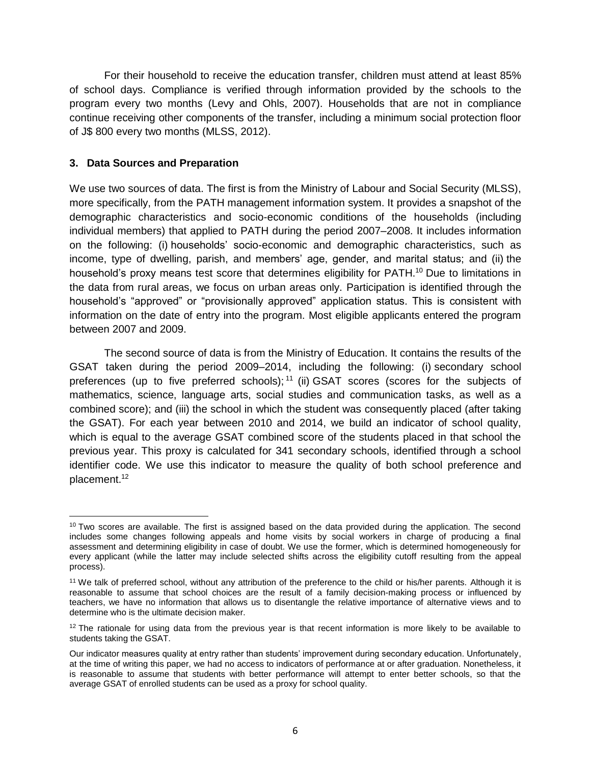For their household to receive the education transfer, children must attend at least 85% of school days. Compliance is verified through information provided by the schools to the program every two months (Levy and Ohls, 2007). Households that are not in compliance continue receiving other components of the transfer, including a minimum social protection floor of J$ 800 every two months (MLSS, 2012).

## 3. Data Sources and Preparation

We use two sources of data. The first is from the Ministry of Labour and Social Security (MLSS), more specifically, from the PATH management information system. It provides a snapshot of the demographic characteristics and socio-economic conditions of the households (including individual members) that applied to PATH during the period 2007–2008. It includes information on the following: (i) households' socio-economic and demographic characteristics, such as income, type of dwelling, parish, and members' age, gender, and marital status; and (ii) the household's proxy means test score that determines eligibility for PATH.[10] Due to limitations in the data from rural areas, we focus on urban areas only. Participation is identified through the household's "approved" or "provisionally approved" application status. This is consistent with information on the date of entry into the program. Most eligible applicants entered the program between 2007 and 2009.

The second source of data is from the Ministry of Education. It contains the results of the GSAT taken during the period 2009–2014, including the following: (i) secondary school preferences (up to five preferred schools);[11] (ii) GSAT scores (scores for the subjects of mathematics, science, language arts, social studies and communication tasks, as well as a combined score); and (iii) the school in which the student was consequently placed (after taking the GSAT). For each year between 2010 and 2014, we build an indicator of school quality, which is equal to the average GSAT combined score of the students placed in that school the previous year. This proxy is calculated for 341 secondary schools, identified through a school identifier code. We use this indicator to measure the quality of both school preference and placement.[12]

[10] Two scores are available. The first is assigned based on the data provided during the application. The second includes some changes following appeals and home visits by social workers in charge of producing a final assessment and determining eligibility in case of doubt. We use the former, which is determined homogeneously for every applicant (while the latter may include selected shifts across the eligibility cutoff resulting from the appeal process).

[11] We talk of preferred school, without any attribution of the preference to the child or his/her parents. Although it is reasonable to assume that school choices are the result of a family decision-making process or influenced by teachers, we have no information that allows us to disentangle the relative importance of alternative views and to determine who is the ultimate decision maker.

[12] The rationale for using data from the previous year is that recent information is more likely to be available to students taking the GSAT.

Our indicator measures quality at entry rather than students' improvement during secondary education. Unfortunately, at the time of writing this paper, we had no access to indicators of performance at or after graduation. Nonetheless, it is reasonable to assume that students with better performance will attempt to enter better schools, so that the average GSAT of enrolled students can be used as a proxy for school quality.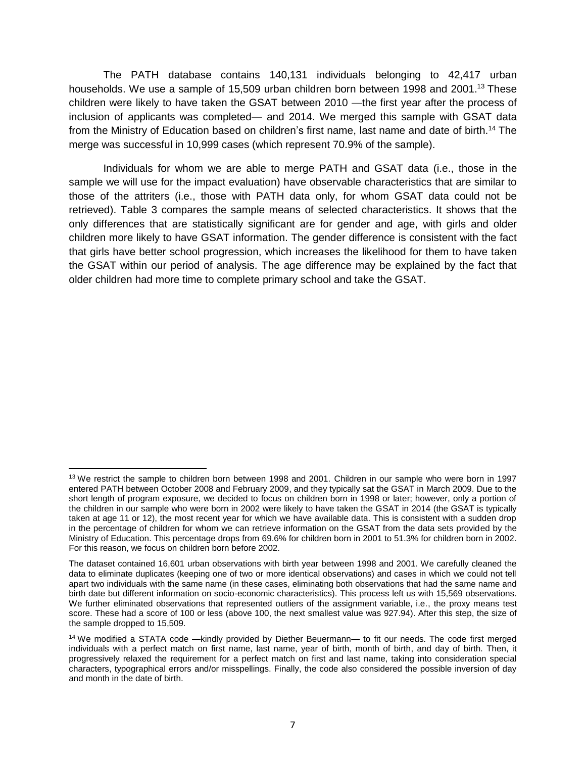The PATH database contains 140,131 individuals belonging to 42,417 urban households. We use a sample of 15,509 urban children born between 1998 and 2001.[13] These children were likely to have taken the GSAT between 2010 —the first year after the process of inclusion of applicants was completed— and 2014. We merged this sample with GSAT data from the Ministry of Education based on children's first name, last name and date of birth.[14] The merge was successful in 10,999 cases (which represent 70.9% of the sample).

Individuals for whom we are able to merge PATH and GSAT data (i.e., those in the sample we will use for the impact evaluation) have observable characteristics that are similar to those of the attriters (i.e., those with PATH data only, for whom GSAT data could not be retrieved). Table 3 compares the sample means of selected characteristics. It shows that the only differences that are statistically significant are for gender and age, with girls and older children more likely to have GSAT information. The gender difference is consistent with the fact that girls have better school progression, which increases the likelihood for them to have taken the GSAT within our period of analysis. The age difference may be explained by the fact that older children had more time to complete primary school and take the GSAT.

---

[13] We restrict the sample to children born between 1998 and 2001. Children in our sample who were born in 1997 entered PATH between October 2008 and February 2009, and they typically sat the GSAT in March 2009. Due to the short length of program exposure, we decided to focus on children born in 1998 or later; however, only a portion of the children in our sample who were born in 2002 were likely to have taken the GSAT in 2014 (the GSAT is typically taken at age 11 or 12), the most recent year for which we have available data. This is consistent with a sudden drop in the percentage of children for whom we can retrieve information on the GSAT from the data sets provided by the Ministry of Education. This percentage drops from 69.6% for children born in 2001 to 51.3% for children born in 2002. For this reason, we focus on children born before 2002.

The dataset contained 16,601 urban observations with birth year between 1998 and 2001. We carefully cleaned the data to eliminate duplicates (keeping one of two or more identical observations) and cases in which we could not tell apart two individuals with the same name (in these cases, eliminating both observations that had the same name and birth date but different information on socio-economic characteristics). This process left us with 15,569 observations. We further eliminated observations that represented outliers of the assignment variable, i.e., the proxy means test score. These had a score of 100 or less (above 100, the next smallest value was 927.94). After this step, the size of the sample dropped to 15,509.

[14] We modified a STATA code —kindly provided by Diether Beuermann— to fit our needs. The code first merged individuals with a perfect match on first name, last name, year of birth, month of birth, and day of birth. Then, it progressively relaxed the requirement for a perfect match on first and last name, taking into consideration special characters, typographical errors and/or misspellings. Finally, the code also considered the possible inversion of day and month in the date of birth.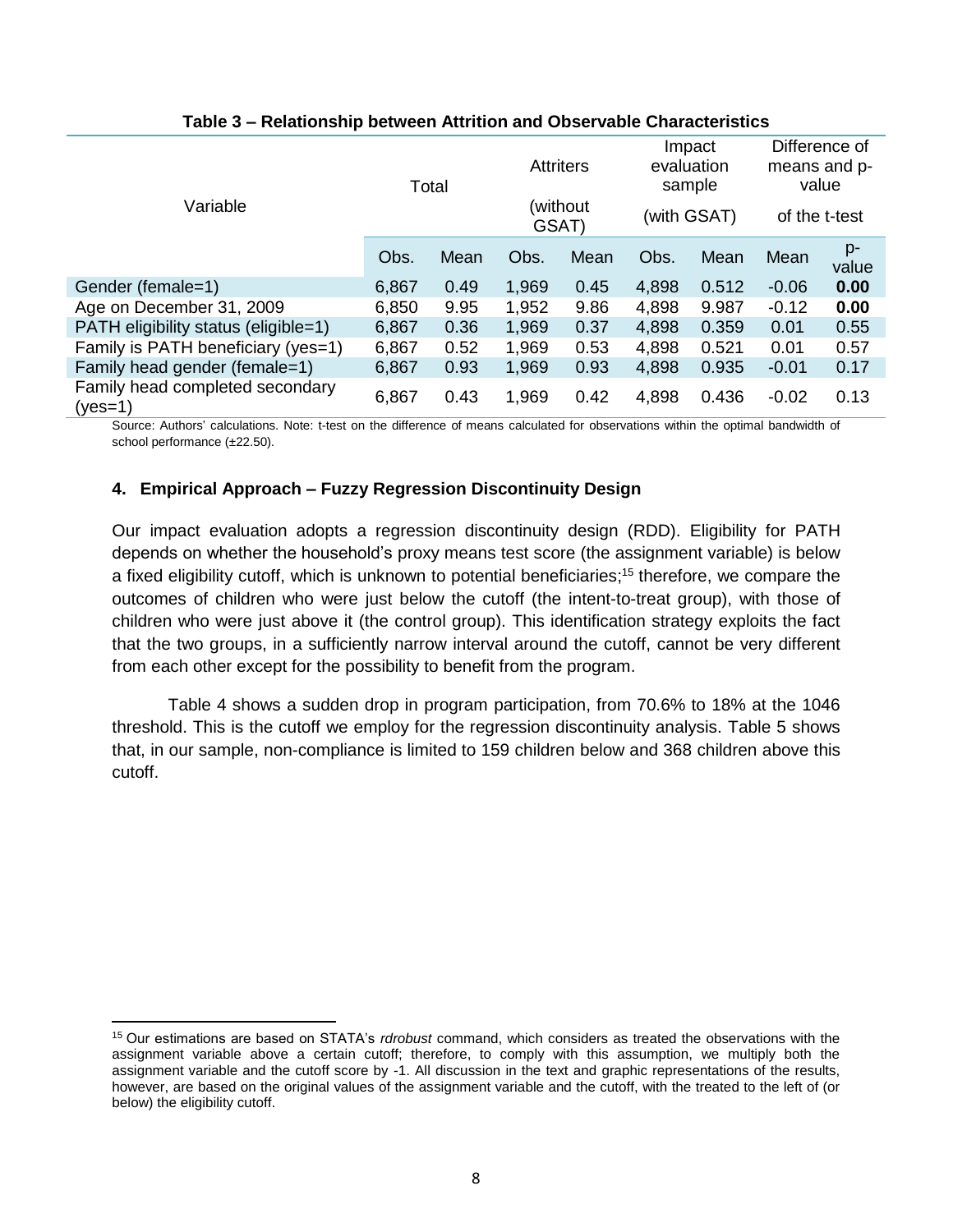**Table 3 – Relationship between Attrition and Observable Characteristics**

| Variable | Total | | Attriters (without GSAT) | | Impact evaluation sample (with GSAT) | | Difference of means and p-value of the t-test | |
|---|---|---|---|---|---|---|---|---|
| | Obs. | Mean | Obs. | Mean | Obs. | Mean | Mean | p-value |
| Gender (female=1) | 6,867 | 0.49 | 1,969 | 0.45 | 4,898 | 0.512 | -0.06 | **0.00** |
| Age on December 31, 2009 | 6,850 | 9.95 | 1,952 | 9.86 | 4,898 | 9.987 | -0.12 | **0.00** |
| PATH eligibility status (eligible=1) | 6,867 | 0.36 | 1,969 | 0.37 | 4,898 | 0.359 | 0.01 | 0.55 |
| Family is PATH beneficiary (yes=1) | 6,867 | 0.52 | 1,969 | 0.53 | 4,898 | 0.521 | 0.01 | 0.57 |
| Family head gender (female=1) | 6,867 | 0.93 | 1,969 | 0.93 | 4,898 | 0.935 | -0.01 | 0.17 |
| Family head completed secondary (yes=1) | 6,867 | 0.43 | 1,969 | 0.42 | 4,898 | 0.436 | -0.02 | 0.13 |

Source: Authors' calculations. Note: t-test on the difference of means calculated for observations within the optimal bandwidth of school performance (±22.50).

### 4. Empirical Approach – Fuzzy Regression Discontinuity Design

Our impact evaluation adopts a regression discontinuity design (RDD). Eligibility for PATH depends on whether the household's proxy means test score (the assignment variable) is below a fixed eligibility cutoff, which is unknown to potential beneficiaries;[15] therefore, we compare the outcomes of children who were just below the cutoff (the intent-to-treat group), with those of children who were just above it (the control group). This identification strategy exploits the fact that the two groups, in a sufficiently narrow interval around the cutoff, cannot be very different from each other except for the possibility to benefit from the program.

Table 4 shows a sudden drop in program participation, from 70.6% to 18% at the 1046 threshold. This is the cutoff we employ for the regression discontinuity analysis. Table 5 shows that, in our sample, non-compliance is limited to 159 children below and 368 children above this cutoff.

[15] Our estimations are based on STATA's *rdrobust* command, which considers as treated the observations with the assignment variable above a certain cutoff; therefore, to comply with this assumption, we multiply both the assignment variable and the cutoff score by -1. All discussion in the text and graphic representations of the results, however, are based on the original values of the assignment variable and the cutoff, with the treated to the left of (or below) the eligibility cutoff.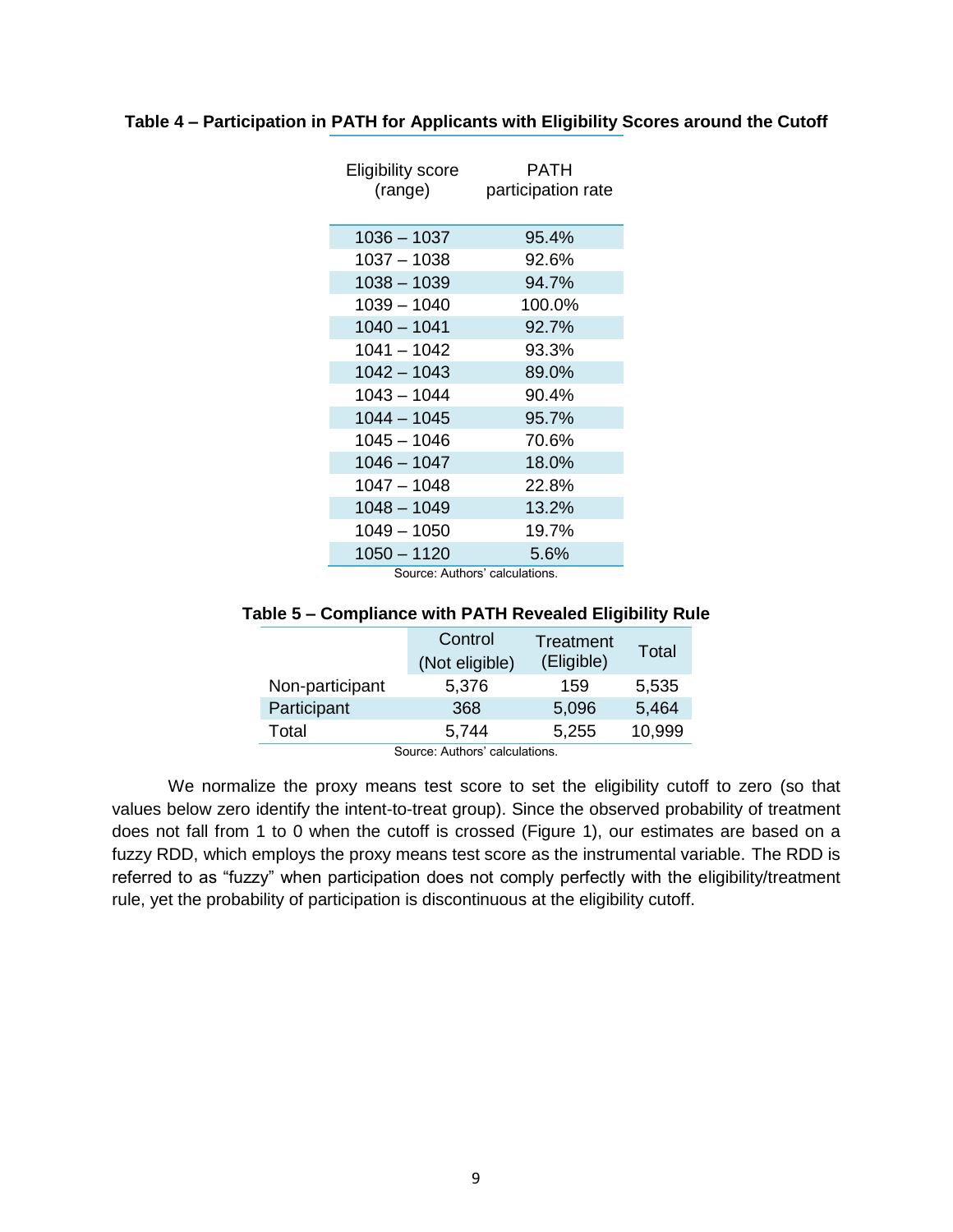**Table 4 – Participation in PATH for Applicants with Eligibility Scores around the Cutoff**

| Eligibility score (range) | PATH participation rate |
|---|---|
| 1036 – 1037 | 95.4% |
| 1037 – 1038 | 92.6% |
| 1038 – 1039 | 94.7% |
| 1039 – 1040 | 100.0% |
| 1040 – 1041 | 92.7% |
| 1041 – 1042 | 93.3% |
| 1042 – 1043 | 89.0% |
| 1043 – 1044 | 90.4% |
| 1044 – 1045 | 95.7% |
| 1045 – 1046 | 70.6% |
| 1046 – 1047 | 18.0% |
| 1047 – 1048 | 22.8% |
| 1048 – 1049 | 13.2% |
| 1049 – 1050 | 19.7% |
| 1050 – 1120 | 5.6% |

Source: Authors' calculations.

**Table 5 – Compliance with PATH Revealed Eligibility Rule**

| | Control (Not eligible) | Treatment (Eligible) | Total |
|---|---|---|---|
| Non-participant | 5,376 | 159 | 5,535 |
| Participant | 368 | 5,096 | 5,464 |
| Total | 5,744 | 5,255 | 10,999 |

Source: Authors' calculations.

We normalize the proxy means test score to set the eligibility cutoff to zero (so that values below zero identify the intent-to-treat group). Since the observed probability of treatment does not fall from 1 to 0 when the cutoff is crossed (Figure 1), our estimates are based on a fuzzy RDD, which employs the proxy means test score as the instrumental variable. The RDD is referred to as "fuzzy" when participation does not comply perfectly with the eligibility/treatment rule, yet the probability of participation is discontinuous at the eligibility cutoff.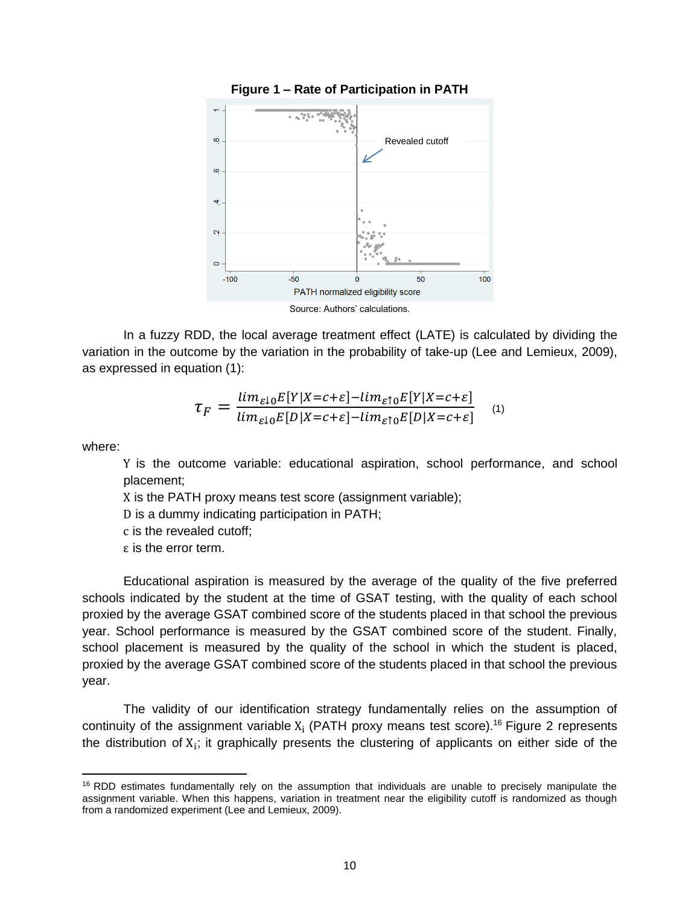**Figure 1 – Rate of Participation in PATH**

1
.8
.6
.4
.2
0
Revealed cutoff
-100
-50
0
50
100
PATH normalized eligibility score

Source: Authors' calculations.

In a fuzzy RDD, the local average treatment effect (LATE) is calculated by dividing the variation in the outcome by the variation in the probability of take-up (Lee and Lemieux, 2009), as expressed in equation (1):

$$\tau_F = \frac{lim_{\varepsilon \downarrow 0} E[Y|X=c+\varepsilon] - lim_{\varepsilon \uparrow 0} E[Y|X=c+\varepsilon]}{lim_{\varepsilon \downarrow 0} E[D|X=c+\varepsilon] - lim_{\varepsilon \uparrow 0} E[D|X=c+\varepsilon]} \quad (1)$$

where:

- Y is the outcome variable: educational aspiration, school performance, and school placement;
- X is the PATH proxy means test score (assignment variable);
- D is a dummy indicating participation in PATH;
- c is the revealed cutoff;
- ε is the error term.

Educational aspiration is measured by the average of the quality of the five preferred schools indicated by the student at the time of GSAT testing, with the quality of each school proxied by the average GSAT combined score of the students placed in that school the previous year. School performance is measured by the GSAT combined score of the student. Finally, school placement is measured by the quality of the school in which the student is placed, proxied by the average GSAT combined score of the students placed in that school the previous year.

The validity of our identification strategy fundamentally relies on the assumption of continuity of the assignment variable $X_i$ (PATH proxy means test score).[16] Figure 2 represents the distribution of $X_i$; it graphically presents the clustering of applicants on either side of the

[16] RDD estimates fundamentally rely on the assumption that individuals are unable to precisely manipulate the assignment variable. When this happens, variation in treatment near the eligibility cutoff is randomized as though from a randomized experiment (Lee and Lemieux, 2009).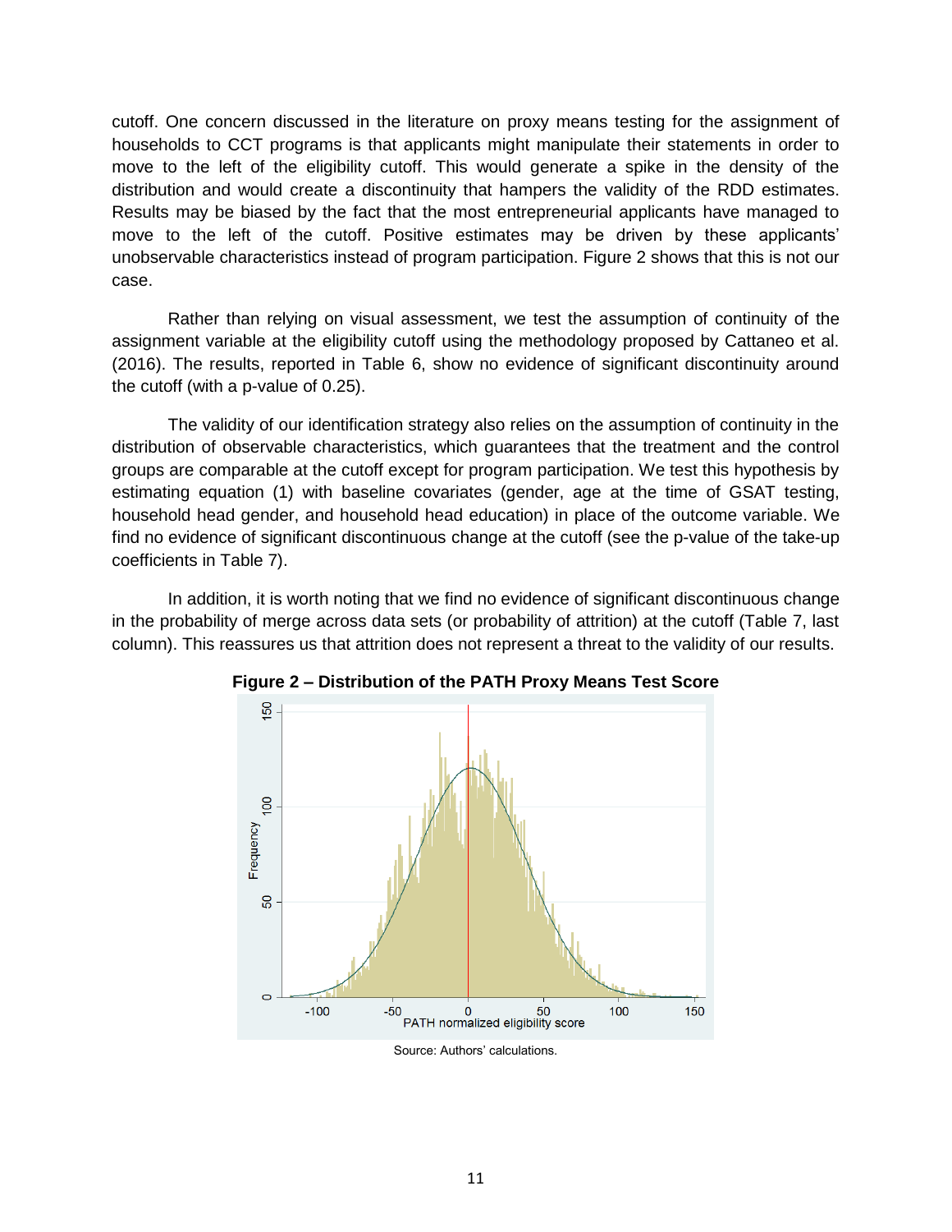cutoff. One concern discussed in the literature on proxy means testing for the assignment of households to CCT programs is that applicants might manipulate their statements in order to move to the left of the eligibility cutoff. This would generate a spike in the density of the distribution and would create a discontinuity that hampers the validity of the RDD estimates. Results may be biased by the fact that the most entrepreneurial applicants have managed to move to the left of the cutoff. Positive estimates may be driven by these applicants' unobservable characteristics instead of program participation. Figure 2 shows that this is not our case.

Rather than relying on visual assessment, we test the assumption of continuity of the assignment variable at the eligibility cutoff using the methodology proposed by Cattaneo et al. (2016). The results, reported in Table 6, show no evidence of significant discontinuity around the cutoff (with a p-value of 0.25).

The validity of our identification strategy also relies on the assumption of continuity in the distribution of observable characteristics, which guarantees that the treatment and the control groups are comparable at the cutoff except for program participation. We test this hypothesis by estimating equation (1) with baseline covariates (gender, age at the time of GSAT testing, household head gender, and household head education) in place of the outcome variable. We find no evidence of significant discontinuous change at the cutoff (see the p-value of the take-up coefficients in Table 7).

In addition, it is worth noting that we find no evidence of significant discontinuous change in the probability of merge across data sets (or probability of attrition) at the cutoff (Table 7, last column). This reassures us that attrition does not represent a threat to the validity of our results.

**Figure 2 – Distribution of the PATH Proxy Means Test Score**

Frequency
0
50
100
150
-100
-50
0
50
100
150
PATH normalized eligibility score

Source: Authors' calculations.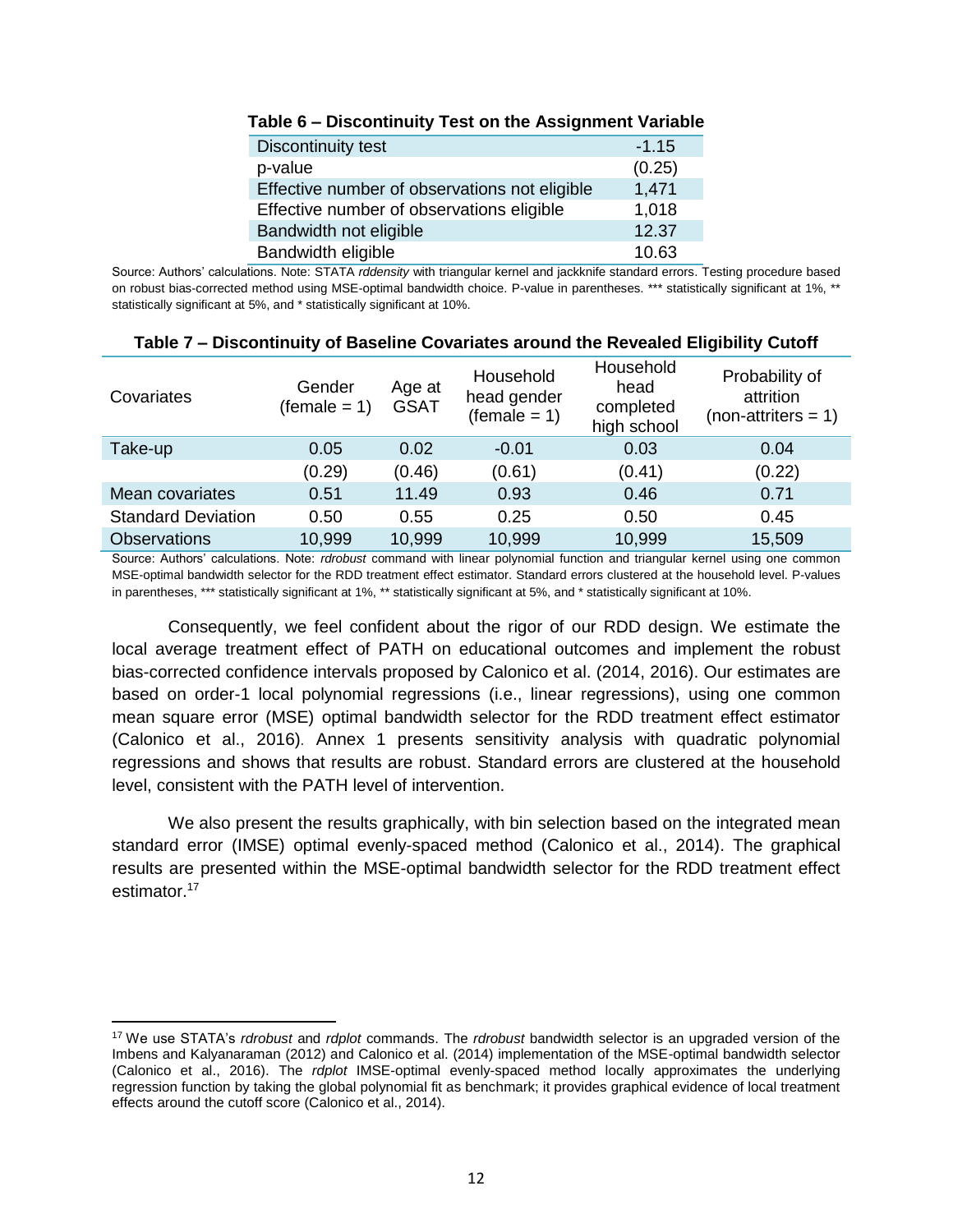**Table 6 – Discontinuity Test on the Assignment Variable**

| | |
|---|---|
| Discontinuity test | -1.15 |
| p-value | (0.25) |
| Effective number of observations not eligible | 1,471 |
| Effective number of observations eligible | 1,018 |
| Bandwidth not eligible | 12.37 |
| Bandwidth eligible | 10.63 |

Source: Authors' calculations. Note: STATA *rddensity* with triangular kernel and jackknife standard errors. Testing procedure based on robust bias-corrected method using MSE-optimal bandwidth choice. P-value in parentheses. *** statistically significant at 1%, ** statistically significant at 5%, and * statistically significant at 10%.

**Table 7 – Discontinuity of Baseline Covariates around the Revealed Eligibility Cutoff**

| Covariates | Gender (female = 1) | Age at GSAT | Household head gender (female = 1) | Household head completed high school | Probability of attrition (non-attriters = 1) |
|---|---|---|---|---|---|
| Take-up | 0.05 | 0.02 | -0.01 | 0.03 | 0.04 |
| | (0.29) | (0.46) | (0.61) | (0.41) | (0.22) |
| Mean covariates | 0.51 | 11.49 | 0.93 | 0.46 | 0.71 |
| Standard Deviation | 0.50 | 0.55 | 0.25 | 0.50 | 0.45 |
| Observations | 10,999 | 10,999 | 10,999 | 10,999 | 15,509 |

Source: Authors' calculations. Note: *rdrobust* command with linear polynomial function and triangular kernel using one common MSE-optimal bandwidth selector for the RDD treatment effect estimator. Standard errors clustered at the household level. P-values in parentheses, *** statistically significant at 1%, ** statistically significant at 5%, and * statistically significant at 10%.

Consequently, we feel confident about the rigor of our RDD design. We estimate the local average treatment effect of PATH on educational outcomes and implement the robust bias-corrected confidence intervals proposed by Calonico et al. (2014, 2016). Our estimates are based on order-1 local polynomial regressions (i.e., linear regressions), using one common mean square error (MSE) optimal bandwidth selector for the RDD treatment effect estimator (Calonico et al., 2016). Annex 1 presents sensitivity analysis with quadratic polynomial regressions and shows that results are robust. Standard errors are clustered at the household level, consistent with the PATH level of intervention.

We also present the results graphically, with bin selection based on the integrated mean standard error (IMSE) optimal evenly-spaced method (Calonico et al., 2014). The graphical results are presented within the MSE-optimal bandwidth selector for the RDD treatment effect estimator.[17]

[17] We use STATA's *rdrobust* and *rdplot* commands. The *rdrobust* bandwidth selector is an upgraded version of the Imbens and Kalyanaraman (2012) and Calonico et al. (2014) implementation of the MSE-optimal bandwidth selector (Calonico et al., 2016). The *rdplot* IMSE-optimal evenly-spaced method locally approximates the underlying regression function by taking the global polynomial fit as benchmark; it provides graphical evidence of local treatment effects around the cutoff score (Calonico et al., 2014).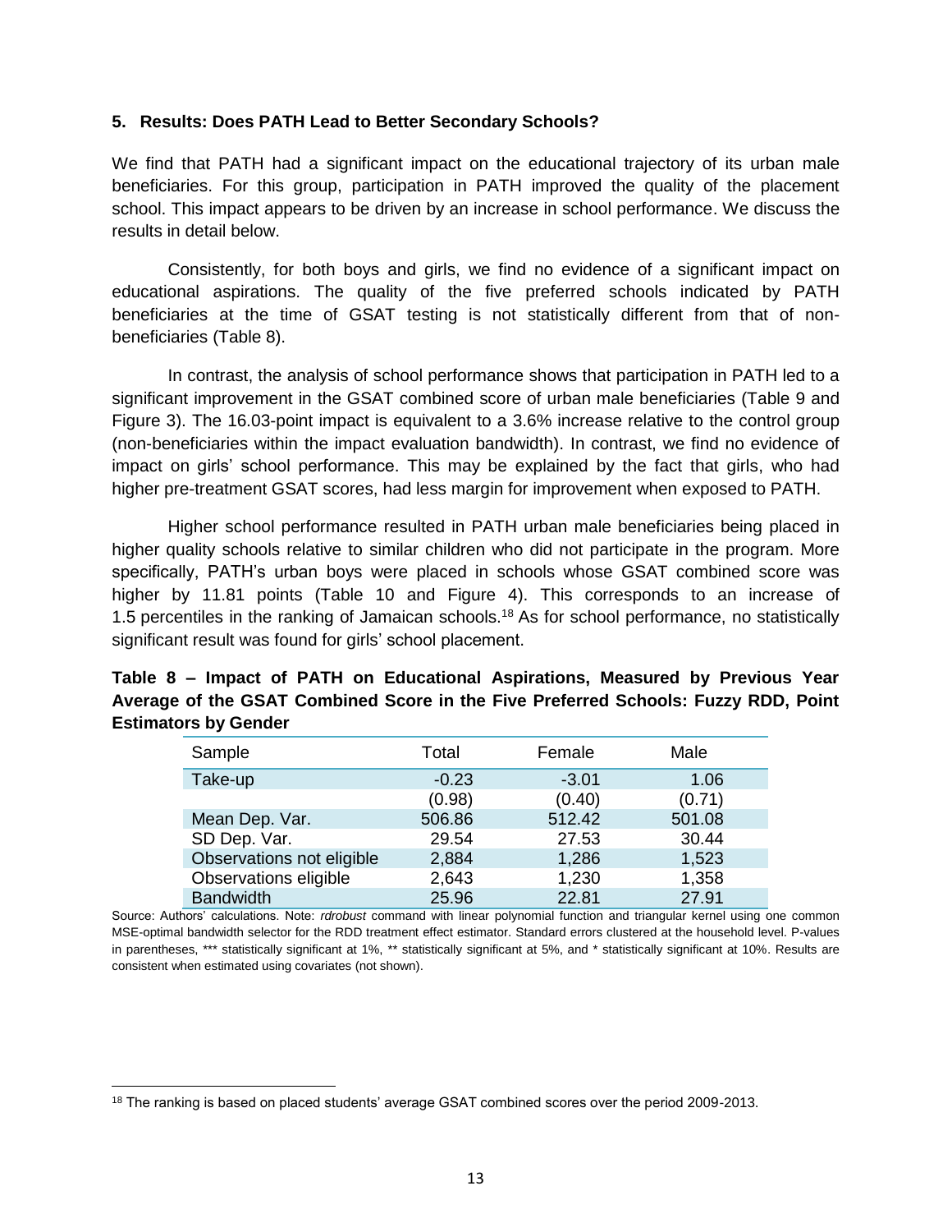### 5. Results: Does PATH Lead to Better Secondary Schools?

We find that PATH had a significant impact on the educational trajectory of its urban male beneficiaries. For this group, participation in PATH improved the quality of the placement school. This impact appears to be driven by an increase in school performance. We discuss the results in detail below.

Consistently, for both boys and girls, we find no evidence of a significant impact on educational aspirations. The quality of the five preferred schools indicated by PATH beneficiaries at the time of GSAT testing is not statistically different from that of non-beneficiaries (Table 8).

In contrast, the analysis of school performance shows that participation in PATH led to a significant improvement in the GSAT combined score of urban male beneficiaries (Table 9 and Figure 3). The 16.03-point impact is equivalent to a 3.6% increase relative to the control group (non-beneficiaries within the impact evaluation bandwidth). In contrast, we find no evidence of impact on girls' school performance. This may be explained by the fact that girls, who had higher pre-treatment GSAT scores, had less margin for improvement when exposed to PATH.

Higher school performance resulted in PATH urban male beneficiaries being placed in higher quality schools relative to similar children who did not participate in the program. More specifically, PATH's urban boys were placed in schools whose GSAT combined score was higher by 11.81 points (Table 10 and Figure 4). This corresponds to an increase of 1.5 percentiles in the ranking of Jamaican schools.[18] As for school performance, no statistically significant result was found for girls' school placement.

**Table 8 – Impact of PATH on Educational Aspirations, Measured by Previous Year Average of the GSAT Combined Score in the Five Preferred Schools: Fuzzy RDD, Point Estimators by Gender**

| Sample | Total | Female | Male |
|---|---|---|---|
| Take-up | -0.23 | -3.01 | 1.06 |
| | (0.98) | (0.40) | (0.71) |
| Mean Dep. Var. | 506.86 | 512.42 | 501.08 |
| SD Dep. Var. | 29.54 | 27.53 | 30.44 |
| Observations not eligible | 2,884 | 1,286 | 1,523 |
| Observations eligible | 2,643 | 1,230 | 1,358 |
| Bandwidth | 25.96 | 22.81 | 27.91 |

Source: Authors' calculations. Note: *rdrobust* command with linear polynomial function and triangular kernel using one common MSE-optimal bandwidth selector for the RDD treatment effect estimator. Standard errors clustered at the household level. P-values in parentheses, *** statistically significant at 1%, ** statistically significant at 5%, and * statistically significant at 10%. Results are consistent when estimated using covariates (not shown).

[18] The ranking is based on placed students' average GSAT combined scores over the period 2009-2013.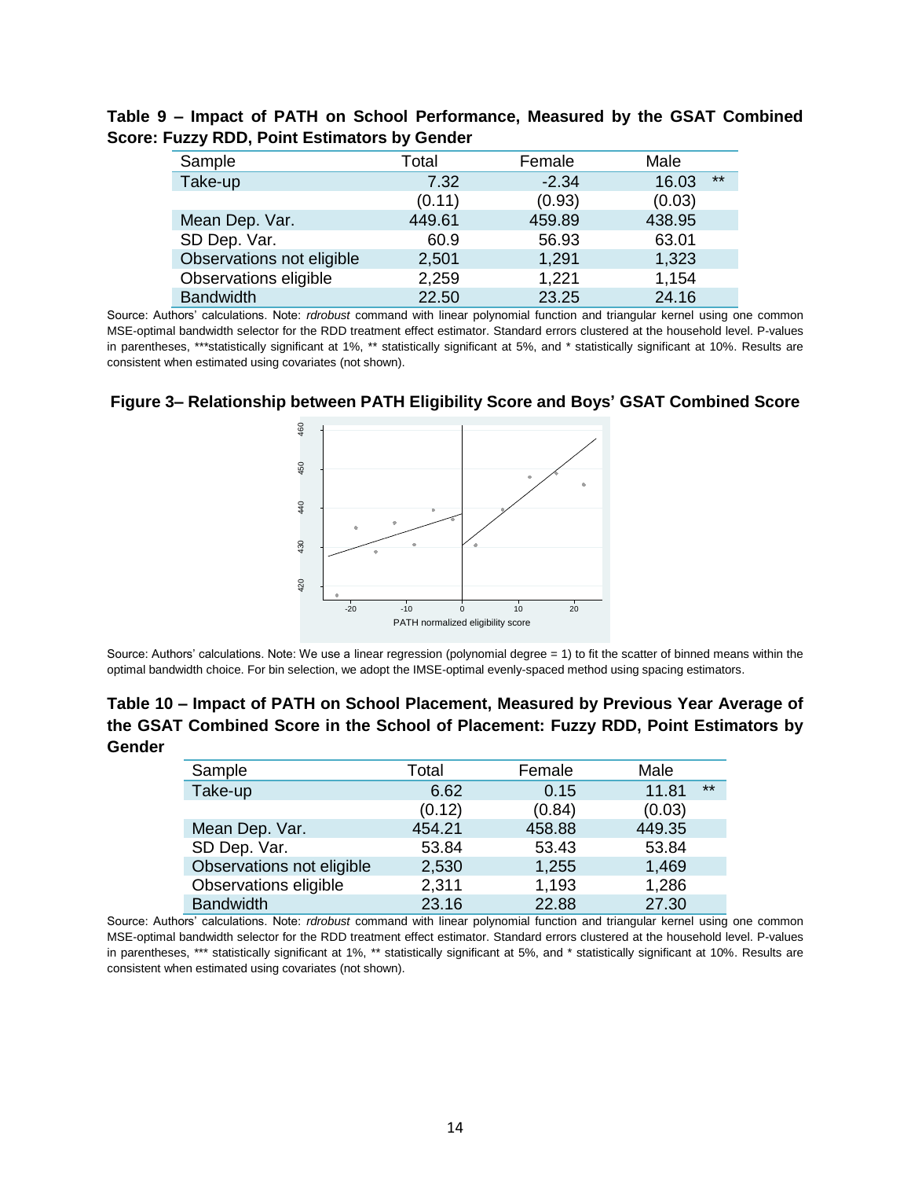**Table 9 – Impact of PATH on School Performance, Measured by the GSAT Combined Score: Fuzzy RDD, Point Estimators by Gender**

| Sample | Total | Female | Male |
|---|---|---|---|
| Take-up | 7.32 | -2.34 | 16.03 ** |
| | (0.11) | (0.93) | (0.03) |
| Mean Dep. Var. | 449.61 | 459.89 | 438.95 |
| SD Dep. Var. | 60.9 | 56.93 | 63.01 |
| Observations not eligible | 2,501 | 1,291 | 1,323 |
| Observations eligible | 2,259 | 1,221 | 1,154 |
| Bandwidth | 22.50 | 23.25 | 24.16 |

Source: Authors' calculations. Note: *rdrobust* command with linear polynomial function and triangular kernel using one common MSE-optimal bandwidth selector for the RDD treatment effect estimator. Standard errors clustered at the household level. P-values in parentheses, ***statistically significant at 1%, ** statistically significant at 5%, and * statistically significant at 10%. Results are consistent when estimated using covariates (not shown).

**Figure 3– Relationship between PATH Eligibility Score and Boys' GSAT Combined Score**

460
450
440
430
420
-20
-10
0
10
20
PATH normalized eligibility score

Source: Authors' calculations. Note: We use a linear regression (polynomial degree = 1) to fit the scatter of binned means within the optimal bandwidth choice. For bin selection, we adopt the IMSE-optimal evenly-spaced method using spacing estimators.

**Table 10 – Impact of PATH on School Placement, Measured by Previous Year Average of the GSAT Combined Score in the School of Placement: Fuzzy RDD, Point Estimators by Gender**

| Sample | Total | Female | Male |
|---|---|---|---|
| Take-up | 6.62 | 0.15 | 11.81 ** |
| | (0.12) | (0.84) | (0.03) |
| Mean Dep. Var. | 454.21 | 458.88 | 449.35 |
| SD Dep. Var. | 53.84 | 53.43 | 53.84 |
| Observations not eligible | 2,530 | 1,255 | 1,469 |
| Observations eligible | 2,311 | 1,193 | 1,286 |
| Bandwidth | 23.16 | 22.88 | 27.30 |

Source: Authors' calculations. Note: *rdrobust* command with linear polynomial function and triangular kernel using one common MSE-optimal bandwidth selector for the RDD treatment effect estimator. Standard errors clustered at the household level. P-values in parentheses, *** statistically significant at 1%, ** statistically significant at 5%, and * statistically significant at 10%. Results are consistent when estimated using covariates (not shown).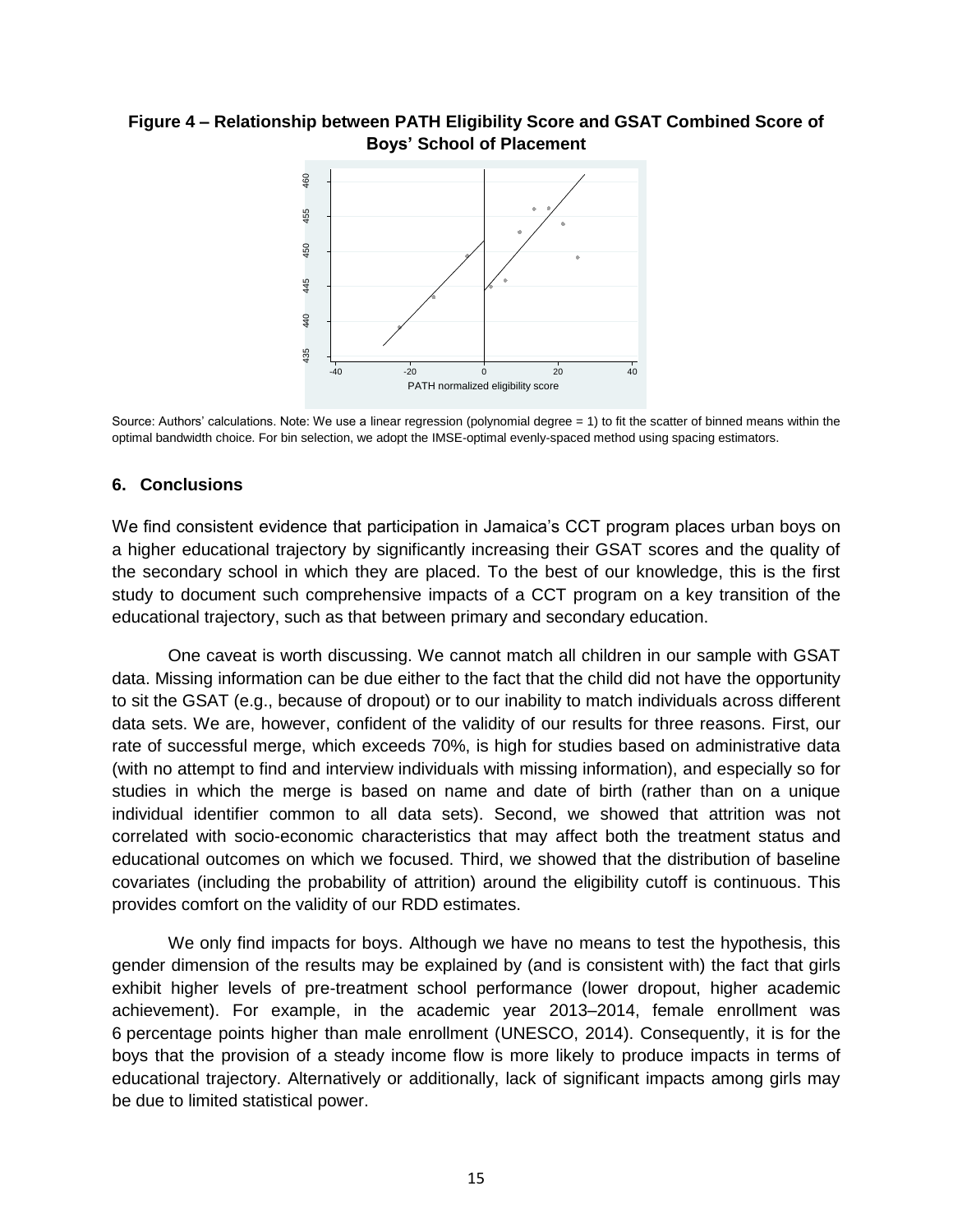**Figure 4 – Relationship between PATH Eligibility Score and GSAT Combined Score of Boys' School of Placement**

460
455
450
445
440
435
-40
-20
0
20
40
PATH normalized eligibility score

Source: Authors' calculations. Note: We use a linear regression (polynomial degree = 1) to fit the scatter of binned means within the optimal bandwidth choice. For bin selection, we adopt the IMSE-optimal evenly-spaced method using spacing estimators.

### 6. Conclusions

We find consistent evidence that participation in Jamaica's CCT program places urban boys on a higher educational trajectory by significantly increasing their GSAT scores and the quality of the secondary school in which they are placed. To the best of our knowledge, this is the first study to document such comprehensive impacts of a CCT program on a key transition of the educational trajectory, such as that between primary and secondary education.

One caveat is worth discussing. We cannot match all children in our sample with GSAT data. Missing information can be due either to the fact that the child did not have the opportunity to sit the GSAT (e.g., because of dropout) or to our inability to match individuals across different data sets. We are, however, confident of the validity of our results for three reasons. First, our rate of successful merge, which exceeds 70%, is high for studies based on administrative data (with no attempt to find and interview individuals with missing information), and especially so for studies in which the merge is based on name and date of birth (rather than on a unique individual identifier common to all data sets). Second, we showed that attrition was not correlated with socio-economic characteristics that may affect both the treatment status and educational outcomes on which we focused. Third, we showed that the distribution of baseline covariates (including the probability of attrition) around the eligibility cutoff is continuous. This provides comfort on the validity of our RDD estimates.

We only find impacts for boys. Although we have no means to test the hypothesis, this gender dimension of the results may be explained by (and is consistent with) the fact that girls exhibit higher levels of pre-treatment school performance (lower dropout, higher academic achievement). For example, in the academic year 2013–2014, female enrollment was 6 percentage points higher than male enrollment (UNESCO, 2014). Consequently, it is for the boys that the provision of a steady income flow is more likely to produce impacts in terms of educational trajectory. Alternatively or additionally, lack of significant impacts among girls may be due to limited statistical power.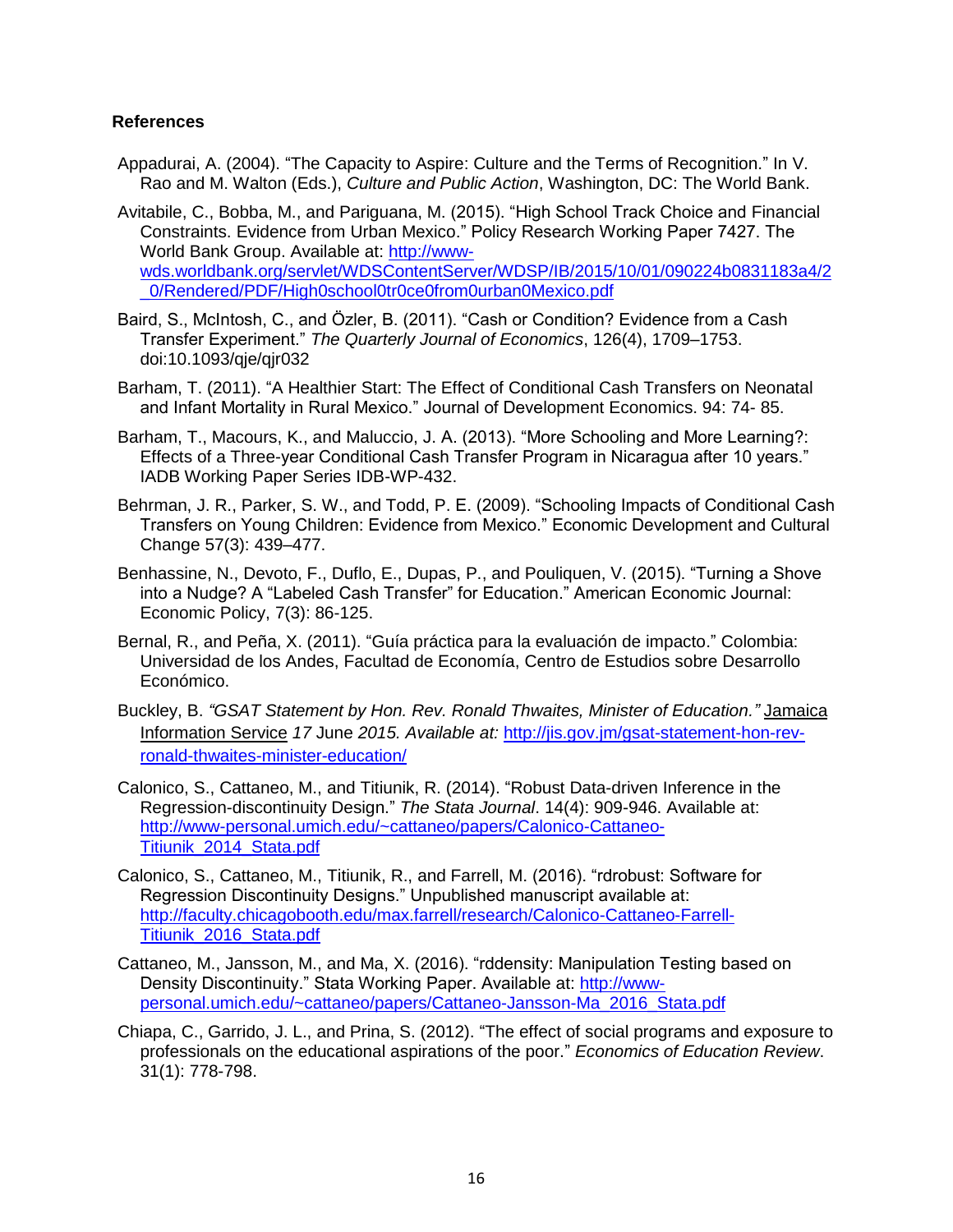**References**

Appadurai, A. (2004). “The Capacity to Aspire: Culture and the Terms of Recognition.” In V. Rao and M. Walton (Eds.), *Culture and Public Action*, Washington, DC: The World Bank.

Avitabile, C., Bobba, M., and Pariguana, M. (2015). “High School Track Choice and Financial Constraints. Evidence from Urban Mexico.” Policy Research Working Paper 7427. The World Bank Group. Available at: http://www-wds.worldbank.org/servlet/WDSContentServer/WDSP/IB/2015/10/01/090224b0831183a4/2_0/Rendered/PDF/High0school0tr0ce0from0urban0Mexico.pdf

Baird, S., McIntosh, C., and Özler, B. (2011). “Cash or Condition? Evidence from a Cash Transfer Experiment.” *The Quarterly Journal of Economics*, 126(4), 1709–1753. doi:10.1093/qje/qjr032

Barham, T. (2011). “A Healthier Start: The Effect of Conditional Cash Transfers on Neonatal and Infant Mortality in Rural Mexico.” Journal of Development Economics. 94: 74- 85.

Barham, T., Macours, K., and Maluccio, J. A. (2013). “More Schooling and More Learning?: Effects of a Three-year Conditional Cash Transfer Program in Nicaragua after 10 years.” IADB Working Paper Series IDB-WP-432.

Behrman, J. R., Parker, S. W., and Todd, P. E. (2009). “Schooling Impacts of Conditional Cash Transfers on Young Children: Evidence from Mexico.” Economic Development and Cultural Change 57(3): 439–477.

Benhassine, N., Devoto, F., Duflo, E., Dupas, P., and Pouliquen, V. (2015). “Turning a Shove into a Nudge? A “Labeled Cash Transfer” for Education.” American Economic Journal: Economic Policy, 7(3): 86-125.

Bernal, R., and Peña, X. (2011). “Guía práctica para la evaluación de impacto.” Colombia: Universidad de los Andes, Facultad de Economía, Centro de Estudios sobre Desarrollo Económico.

Buckley, B. *“GSAT Statement by Hon. Rev. Ronald Thwaites, Minister of Education.”* Jamaica Information Service *17* June *2015. Available at:* http://jis.gov.jm/gsat-statement-hon-rev-ronald-thwaites-minister-education/

Calonico, S., Cattaneo, M., and Titiunik, R. (2014). “Robust Data-driven Inference in the Regression-discontinuity Design.” *The Stata Journal*. 14(4): 909-946. Available at: http://www-personal.umich.edu/~cattaneo/papers/Calonico-Cattaneo-Titiunik_2014_Stata.pdf

Calonico, S., Cattaneo, M., Titiunik, R., and Farrell, M. (2016). “rdrobust: Software for Regression Discontinuity Designs.” Unpublished manuscript available at: http://faculty.chicagobooth.edu/max.farrell/research/Calonico-Cattaneo-Farrell-Titiunik_2016_Stata.pdf

Cattaneo, M., Jansson, M., and Ma, X. (2016). “rddensity: Manipulation Testing based on Density Discontinuity.” Stata Working Paper. Available at: http://www-personal.umich.edu/~cattaneo/papers/Cattaneo-Jansson-Ma_2016_Stata.pdf

Chiapa, C., Garrido, J. L., and Prina, S. (2012). “The effect of social programs and exposure to professionals on the educational aspirations of the poor.” *Economics of Education Review*. 31(1): 778-798.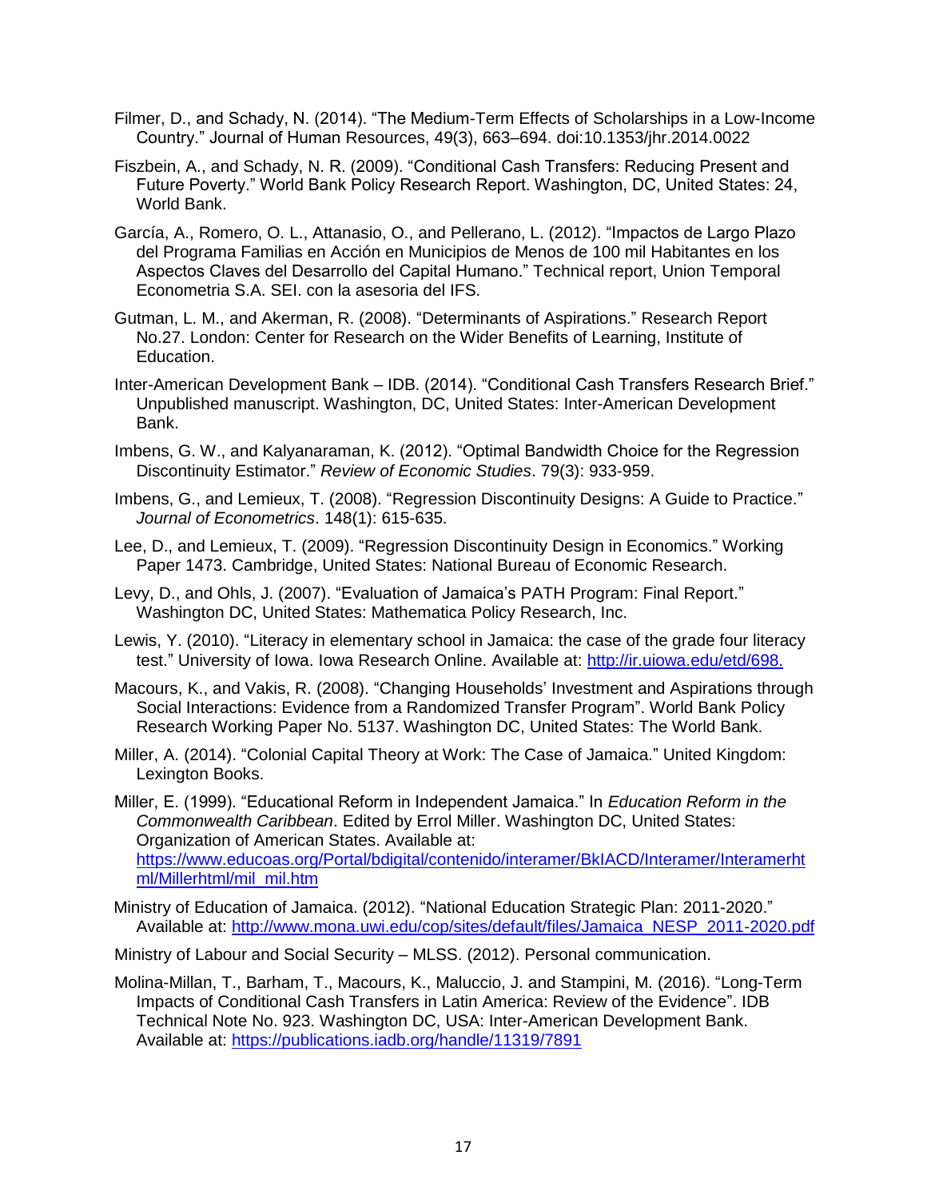Filmer, D., and Schady, N. (2014). "The Medium-Term Effects of Scholarships in a Low-Income Country." Journal of Human Resources, 49(3), 663–694. doi:10.1353/jhr.2014.0022

Fiszbein, A., and Schady, N. R. (2009). "Conditional Cash Transfers: Reducing Present and Future Poverty." World Bank Policy Research Report. Washington, DC, United States: 24, World Bank.

García, A., Romero, O. L., Attanasio, O., and Pellerano, L. (2012). "Impactos de Largo Plazo del Programa Familias en Acción en Municipios de Menos de 100 mil Habitantes en los Aspectos Claves del Desarrollo del Capital Humano." Technical report, Union Temporal Econometria S.A. SEI. con la asesoria del IFS.

Gutman, L. M., and Akerman, R. (2008). "Determinants of Aspirations." Research Report No.27. London: Center for Research on the Wider Benefits of Learning, Institute of Education.

Inter-American Development Bank – IDB. (2014). "Conditional Cash Transfers Research Brief." Unpublished manuscript. Washington, DC, United States: Inter-American Development Bank.

Imbens, G. W., and Kalyanaraman, K. (2012). "Optimal Bandwidth Choice for the Regression Discontinuity Estimator." *Review of Economic Studies*. 79(3): 933-959.

Imbens, G., and Lemieux, T. (2008). "Regression Discontinuity Designs: A Guide to Practice." *Journal of Econometrics*. 148(1): 615-635.

Lee, D., and Lemieux, T. (2009). "Regression Discontinuity Design in Economics." Working Paper 1473. Cambridge, United States: National Bureau of Economic Research.

Levy, D., and Ohls, J. (2007). "Evaluation of Jamaica's PATH Program: Final Report." Washington DC, United States: Mathematica Policy Research, Inc.

Lewis, Y. (2010). "Literacy in elementary school in Jamaica: the case of the grade four literacy test." University of Iowa. Iowa Research Online. Available at: http://ir.uiowa.edu/etd/698.

Macours, K., and Vakis, R. (2008). "Changing Households' Investment and Aspirations through Social Interactions: Evidence from a Randomized Transfer Program". World Bank Policy Research Working Paper No. 5137. Washington DC, United States: The World Bank.

Miller, A. (2014). "Colonial Capital Theory at Work: The Case of Jamaica." United Kingdom: Lexington Books.

Miller, E. (1999). "Educational Reform in Independent Jamaica." In *Education Reform in the Commonwealth Caribbean*. Edited by Errol Miller. Washington DC, United States: Organization of American States. Available at: https://www.educoas.org/Portal/bdigital/contenido/interamer/BkIACD/Interamer/Interamerhtml/Millerhtml/mil_mil.htm

Ministry of Education of Jamaica. (2012). "National Education Strategic Plan: 2011-2020." Available at: http://www.mona.uwi.edu/cop/sites/default/files/Jamaica_NESP_2011-2020.pdf

Ministry of Labour and Social Security – MLSS. (2012). Personal communication.

Molina-Millan, T., Barham, T., Macours, K., Maluccio, J. and Stampini, M. (2016). "Long-Term Impacts of Conditional Cash Transfers in Latin America: Review of the Evidence". IDB Technical Note No. 923. Washington DC, USA: Inter-American Development Bank. Available at: https://publications.iadb.org/handle/11319/7891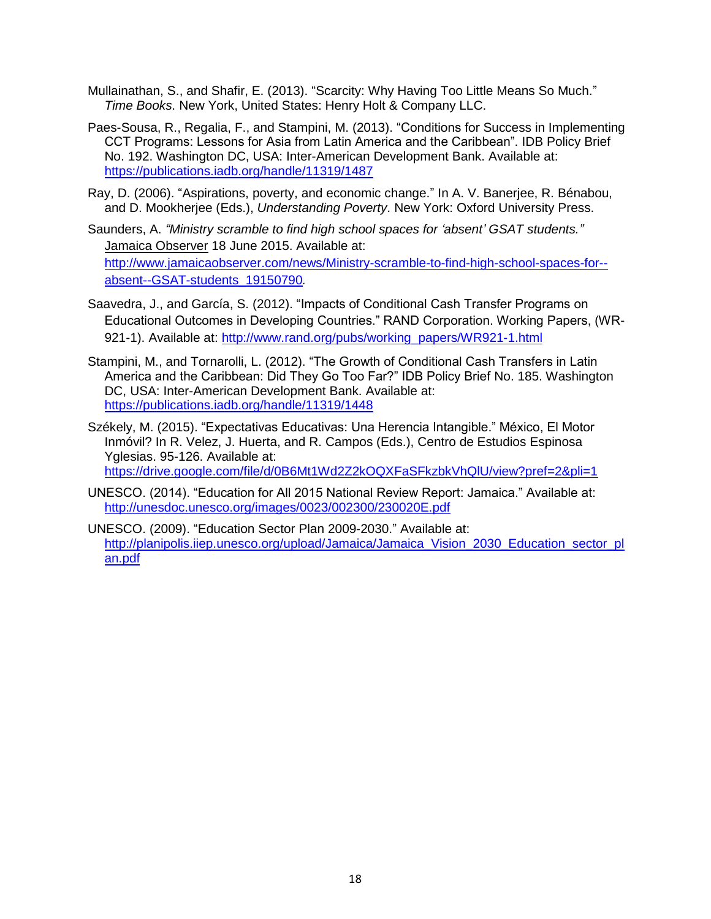Mullainathan, S., and Shafir, E. (2013). “Scarcity: Why Having Too Little Means So Much.” *Time Books.* New York, United States: Henry Holt & Company LLC.

Paes-Sousa, R., Regalia, F., and Stampini, M. (2013). “Conditions for Success in Implementing CCT Programs: Lessons for Asia from Latin America and the Caribbean”. IDB Policy Brief No. 192. Washington DC, USA: Inter-American Development Bank. Available at: https://publications.iadb.org/handle/11319/1487

Ray, D. (2006). “Aspirations, poverty, and economic change.” In A. V. Banerjee, R. Bénabou, and D. Mookherjee (Eds.), *Understanding Poverty*. New York: Oxford University Press.

Saunders, A. *“Ministry scramble to find high school spaces for ‘absent’ GSAT students.”* Jamaica Observer 18 June 2015. Available at: http://www.jamaicaobserver.com/news/Ministry-scramble-to-find-high-school-spaces-for--absent--GSAT-students_19150790*.*

Saavedra, J., and García, S. (2012). “Impacts of Conditional Cash Transfer Programs on Educational Outcomes in Developing Countries.” RAND Corporation. Working Papers, (WR-921-1). Available at: http://www.rand.org/pubs/working_papers/WR921-1.html

Stampini, M., and Tornarolli, L. (2012). “The Growth of Conditional Cash Transfers in Latin America and the Caribbean: Did They Go Too Far?” IDB Policy Brief No. 185. Washington DC, USA: Inter-American Development Bank. Available at: https://publications.iadb.org/handle/11319/1448

Székely, M. (2015). “Expectativas Educativas: Una Herencia Intangible.” México, El Motor Inmóvil? In R. Velez, J. Huerta, and R. Campos (Eds.), Centro de Estudios Espinosa Yglesias. 95-126. Available at: https://drive.google.com/file/d/0B6Mt1Wd2Z2kOQXFaSFkzbkVhQlU/view?pref=2&pli=1

UNESCO. (2014). “Education for All 2015 National Review Report: Jamaica.” Available at: http://unesdoc.unesco.org/images/0023/002300/230020E.pdf

UNESCO. (2009). “Education Sector Plan 2009-2030.” Available at: http://planipolis.iiep.unesco.org/upload/Jamaica/Jamaica_Vision_2030_Education_sector_plan.pdf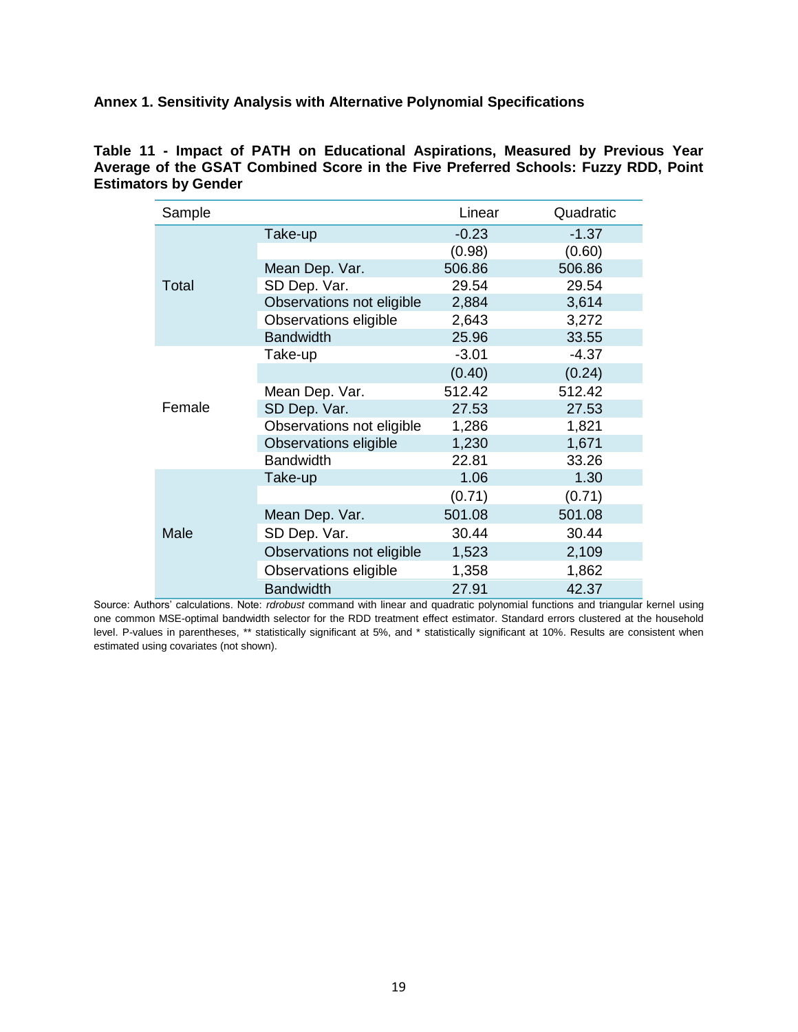## Annex 1. Sensitivity Analysis with Alternative Polynomial Specifications

**Table 11 - Impact of PATH on Educational Aspirations, Measured by Previous Year Average of the GSAT Combined Score in the Five Preferred Schools: Fuzzy RDD, Point Estimators by Gender**

| Sample | | Linear | Quadratic |
|---|---|---|---|
| Total | Take-up | -0.23 | -1.37 |
| | | (0.98) | (0.60) |
| | Mean Dep. Var. | 506.86 | 506.86 |
| | SD Dep. Var. | 29.54 | 29.54 |
| | Observations not eligible | 2,884 | 3,614 |
| | Observations eligible | 2,643 | 3,272 |
| | Bandwidth | 25.96 | 33.55 |
| Female | Take-up | -3.01 | -4.37 |
| | | (0.40) | (0.24) |
| | Mean Dep. Var. | 512.42 | 512.42 |
| | SD Dep. Var. | 27.53 | 27.53 |
| | Observations not eligible | 1,286 | 1,821 |
| | Observations eligible | 1,230 | 1,671 |
| | Bandwidth | 22.81 | 33.26 |
| Male | Take-up | 1.06 | 1.30 |
| | | (0.71) | (0.71) |
| | Mean Dep. Var. | 501.08 | 501.08 |
| | SD Dep. Var. | 30.44 | 30.44 |
| | Observations not eligible | 1,523 | 2,109 |
| | Observations eligible | 1,358 | 1,862 |
| | Bandwidth | 27.91 | 42.37 |

Source: Authors' calculations. Note: *rdrobust* command with linear and quadratic polynomial functions and triangular kernel using one common MSE-optimal bandwidth selector for the RDD treatment effect estimator. Standard errors clustered at the household level. P-values in parentheses, ** statistically significant at 5%, and * statistically significant at 10%. Results are consistent when estimated using covariates (not shown).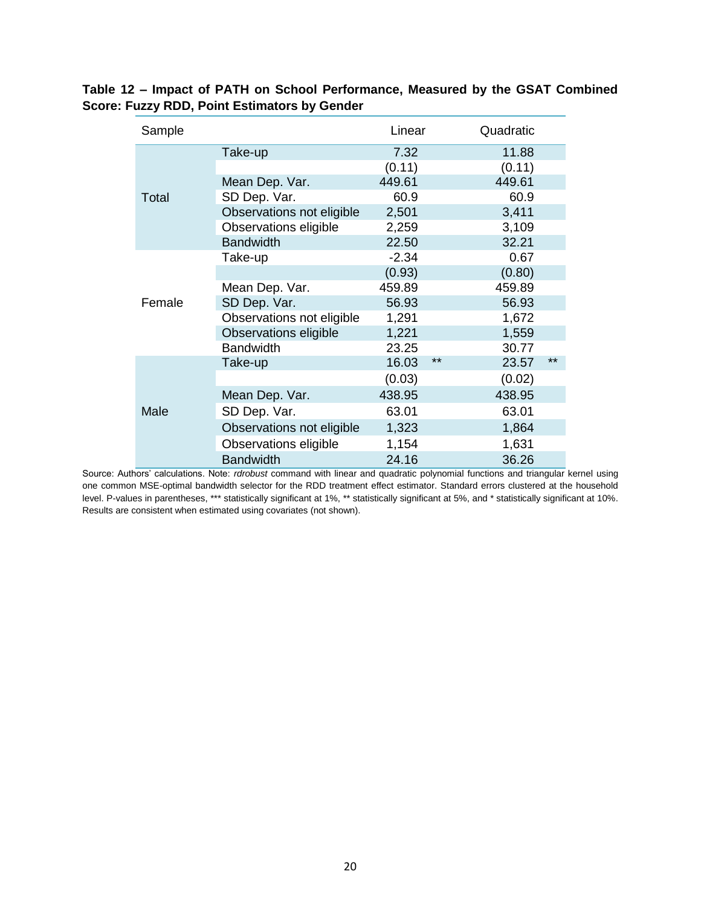**Table 12 – Impact of PATH on School Performance, Measured by the GSAT Combined Score: Fuzzy RDD, Point Estimators by Gender**

| Sample | | Linear | Quadratic |
|---|---|---|---|
| Total | Take-up | 7.32 | 11.88 |
| | | (0.11) | (0.11) |
| | Mean Dep. Var. | 449.61 | 449.61 |
| | SD Dep. Var. | 60.9 | 60.9 |
| | Observations not eligible | 2,501 | 3,411 |
| | Observations eligible | 2,259 | 3,109 |
| | Bandwidth | 22.50 | 32.21 |
| Female | Take-up | -2.34 | 0.67 |
| | | (0.93) | (0.80) |
| | Mean Dep. Var. | 459.89 | 459.89 |
| | SD Dep. Var. | 56.93 | 56.93 |
| | Observations not eligible | 1,291 | 1,672 |
| | Observations eligible | 1,221 | 1,559 |
| | Bandwidth | 23.25 | 30.77 |
| Male | Take-up | 16.03 ** | 23.57 ** |
| | | (0.03) | (0.02) |
| | Mean Dep. Var. | 438.95 | 438.95 |
| | SD Dep. Var. | 63.01 | 63.01 |
| | Observations not eligible | 1,323 | 1,864 |
| | Observations eligible | 1,154 | 1,631 |
| | Bandwidth | 24.16 | 36.26 |

Source: Authors' calculations. Note: *rdrobust* command with linear and quadratic polynomial functions and triangular kernel using one common MSE-optimal bandwidth selector for the RDD treatment effect estimator. Standard errors clustered at the household level. P-values in parentheses, *** statistically significant at 1%, ** statistically significant at 5%, and * statistically significant at 10%. Results are consistent when estimated using covariates (not shown).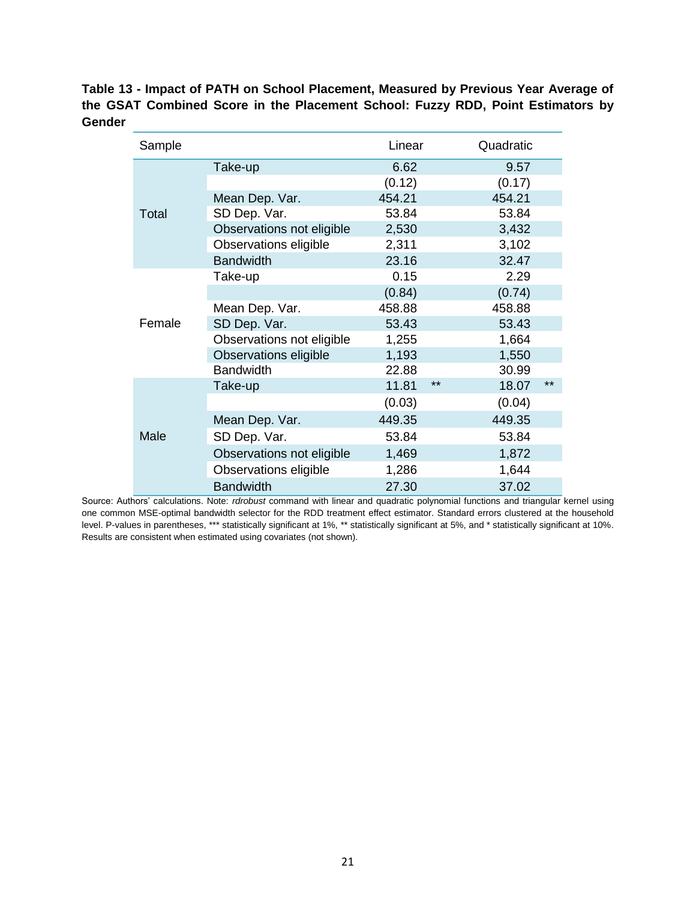**Table 13 - Impact of PATH on School Placement, Measured by Previous Year Average of the GSAT Combined Score in the Placement School: Fuzzy RDD, Point Estimators by Gender**

| Sample | | Linear | Quadratic |
|---|---|---|---|
| Total | Take-up | 6.62 | 9.57 |
| | | (0.12) | (0.17) |
| | Mean Dep. Var. | 454.21 | 454.21 |
| | SD Dep. Var. | 53.84 | 53.84 |
| | Observations not eligible | 2,530 | 3,432 |
| | Observations eligible | 2,311 | 3,102 |
| | Bandwidth | 23.16 | 32.47 |
| Female | Take-up | 0.15 | 2.29 |
| | | (0.84) | (0.74) |
| | Mean Dep. Var. | 458.88 | 458.88 |
| | SD Dep. Var. | 53.43 | 53.43 |
| | Observations not eligible | 1,255 | 1,664 |
| | Observations eligible | 1,193 | 1,550 |
| | Bandwidth | 22.88 | 30.99 |
| Male | Take-up | 11.81 ** | 18.07 ** |
| | | (0.03) | (0.04) |
| | Mean Dep. Var. | 449.35 | 449.35 |
| | SD Dep. Var. | 53.84 | 53.84 |
| | Observations not eligible | 1,469 | 1,872 |
| | Observations eligible | 1,286 | 1,644 |
| | Bandwidth | 27.30 | 37.02 |

Source: Authors' calculations. Note: *rdrobust* command with linear and quadratic polynomial functions and triangular kernel using one common MSE-optimal bandwidth selector for the RDD treatment effect estimator. Standard errors clustered at the household level. P-values in parentheses, *** statistically significant at 1%, ** statistically significant at 5%, and * statistically significant at 10%. Results are consistent when estimated using covariates (not shown).